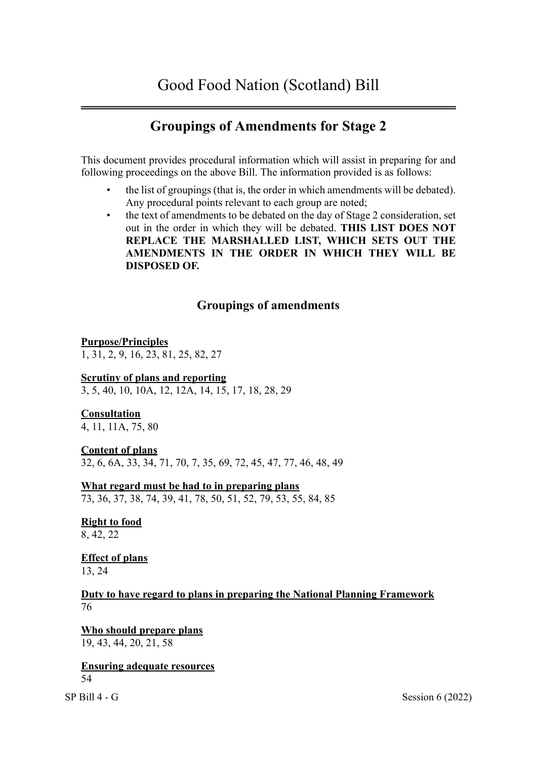# Good Food Nation (Scotland) Bill

## Groupings of Amendments for Stage 2

This document provides procedural information which will assist in preparing for and following proceedings on the above Bill. The information provided is as follows:

- the list of groupings (that is, the order in which amendments will be debated). Any procedural points relevant to each group are noted;
- the text of amendments to be debated on the day of Stage 2 consideration, set out in the order in which they will be debated. **THIS LIST DOES NOT REPLACE THE MARSHALLED LIST, WHICH SETS OUT THE AMENDMENTS IN THE ORDER IN WHICH THEY WILL BE DISPOSED OF.**

### Groupings of amendments

**Purpose/Principles**
1, 31, 2, 9, 16, 23, 81, 25, 82, 27

**Scrutiny of plans and reporting**
3, 5, 40, 10, 10A, 12, 12A, 14, 15, 17, 18, 28, 29

**Consultation**
4, 11, 11A, 75, 80

**Content of plans**
32, 6, 6A, 33, 34, 71, 70, 7, 35, 69, 72, 45, 47, 77, 46, 48, 49

**What regard must be had to in preparing plans**
73, 36, 37, 38, 74, 39, 41, 78, 50, 51, 52, 79, 53, 55, 84, 85

**Right to food**
8, 42, 22

**Effect of plans**
13, 24

**Duty to have regard to plans in preparing the National Planning Framework**
76

**Who should prepare plans**
19, 43, 44, 20, 21, 58

**Ensuring adequate resources**
54

SP Bill 4 - G Session 6 (2022)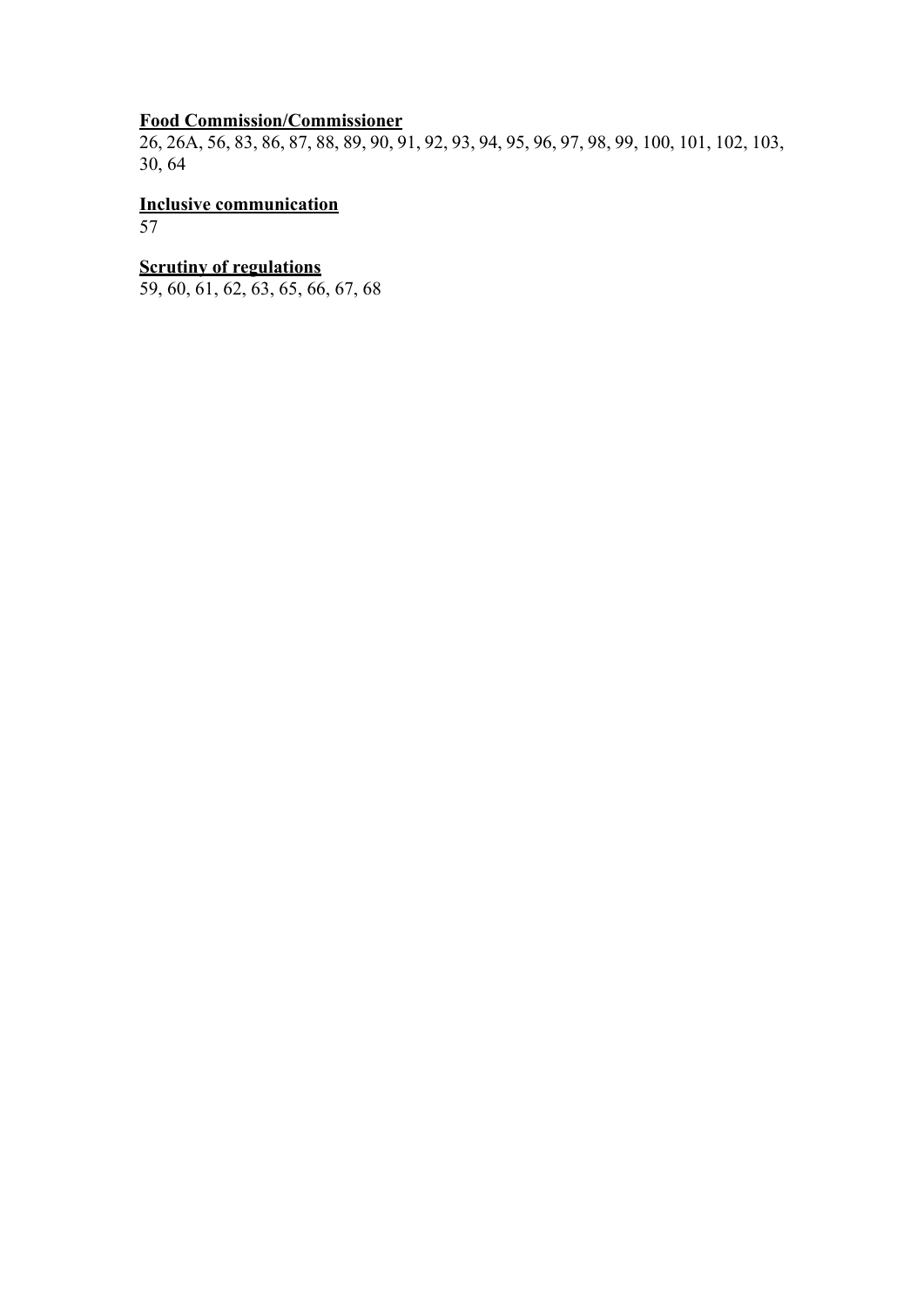**Food Commission/Commissioner**
26, 26A, 56, 83, 86, 87, 88, 89, 90, 91, 92, 93, 94, 95, 96, 97, 98, 99, 100, 101, 102, 103, 30, 64

**Inclusive communication**
57

**Scrutiny of regulations**
59, 60, 61, 62, 63, 65, 66, 67, 68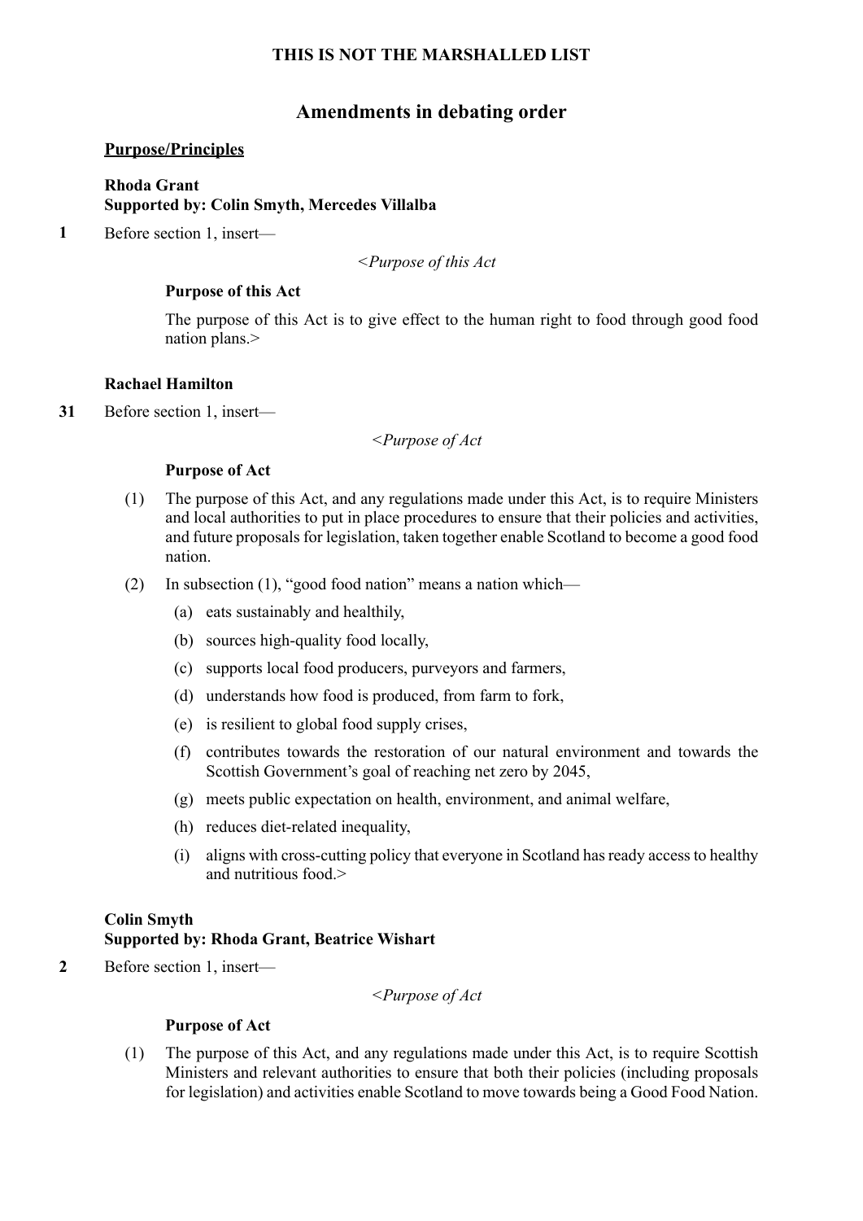**THIS IS NOT THE MARSHALLED LIST**

## Amendments in debating order

**Purpose/Principles**

**Rhoda Grant**
**Supported by: Colin Smyth, Mercedes Villalba**

**1** Before section 1, insert—

<*Purpose of this Act*

**Purpose of this Act**

The purpose of this Act is to give effect to the human right to food through good food nation plans.>

**Rachael Hamilton**

**31** Before section 1, insert—

<*Purpose of Act*

**Purpose of Act**

(1) The purpose of this Act, and any regulations made under this Act, is to require Ministers and local authorities to put in place procedures to ensure that their policies and activities, and future proposals for legislation, taken together enable Scotland to become a good food nation.

(2) In subsection (1), "good food nation" means a nation which—

(a) eats sustainably and healthily,

(b) sources high-quality food locally,

(c) supports local food producers, purveyors and farmers,

(d) understands how food is produced, from farm to fork,

(e) is resilient to global food supply crises,

(f) contributes towards the restoration of our natural environment and towards the Scottish Government's goal of reaching net zero by 2045,

(g) meets public expectation on health, environment, and animal welfare,

(h) reduces diet-related inequality,

(i) aligns with cross-cutting policy that everyone in Scotland has ready access to healthy and nutritious food.>

**Colin Smyth**
**Supported by: Rhoda Grant, Beatrice Wishart**

**2** Before section 1, insert—

<*Purpose of Act*

**Purpose of Act**

(1) The purpose of this Act, and any regulations made under this Act, is to require Scottish Ministers and relevant authorities to ensure that both their policies (including proposals for legislation) and activities enable Scotland to move towards being a Good Food Nation.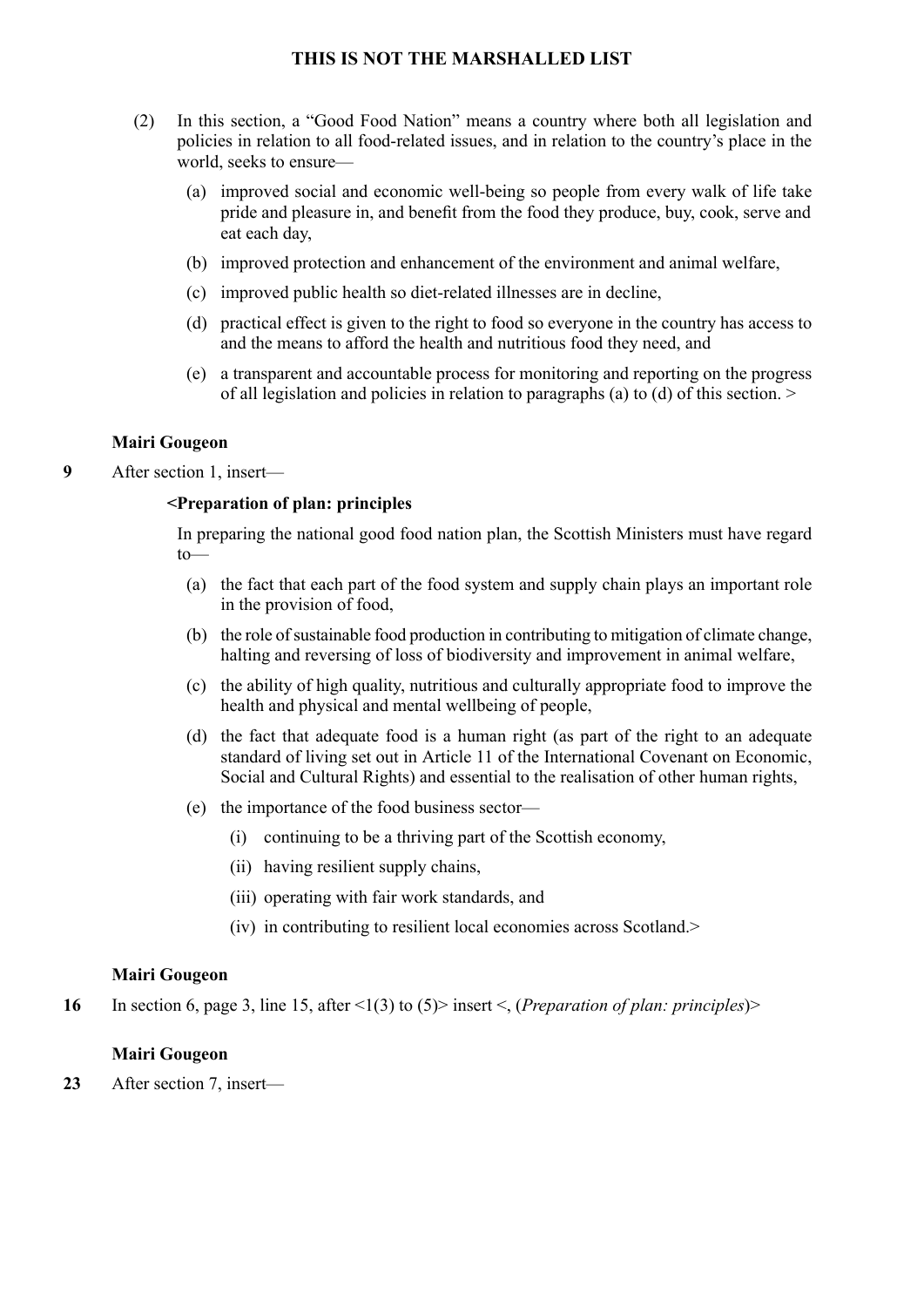**THIS IS NOT THE MARSHALLED LIST**

(2) In this section, a "Good Food Nation" means a country where both all legislation and policies in relation to all food-related issues, and in relation to the country's place in the world, seeks to ensure—

(a) improved social and economic well-being so people from every walk of life take pride and pleasure in, and benefit from the food they produce, buy, cook, serve and eat each day,

(b) improved protection and enhancement of the environment and animal welfare,

(c) improved public health so diet-related illnesses are in decline,

(d) practical effect is given to the right to food so everyone in the country has access to and the means to afford the health and nutritious food they need, and

(e) a transparent and accountable process for monitoring and reporting on the progress of all legislation and policies in relation to paragraphs (a) to (d) of this section. >

**Mairi Gougeon**

**9** After section 1, insert—

**<Preparation of plan: principles**

In preparing the national good food nation plan, the Scottish Ministers must have regard to—

(a) the fact that each part of the food system and supply chain plays an important role in the provision of food,

(b) the role of sustainable food production in contributing to mitigation of climate change, halting and reversing of loss of biodiversity and improvement in animal welfare,

(c) the ability of high quality, nutritious and culturally appropriate food to improve the health and physical and mental wellbeing of people,

(d) the fact that adequate food is a human right (as part of the right to an adequate standard of living set out in Article 11 of the International Covenant on Economic, Social and Cultural Rights) and essential to the realisation of other human rights,

(e) the importance of the food business sector—

(i) continuing to be a thriving part of the Scottish economy,

(ii) having resilient supply chains,

(iii) operating with fair work standards, and

(iv) in contributing to resilient local economies across Scotland.>

**Mairi Gougeon**

**16** In section 6, page 3, line 15, after <1(3) to (5)> insert <, (*Preparation of plan: principles*)>

**Mairi Gougeon**

**23** After section 7, insert—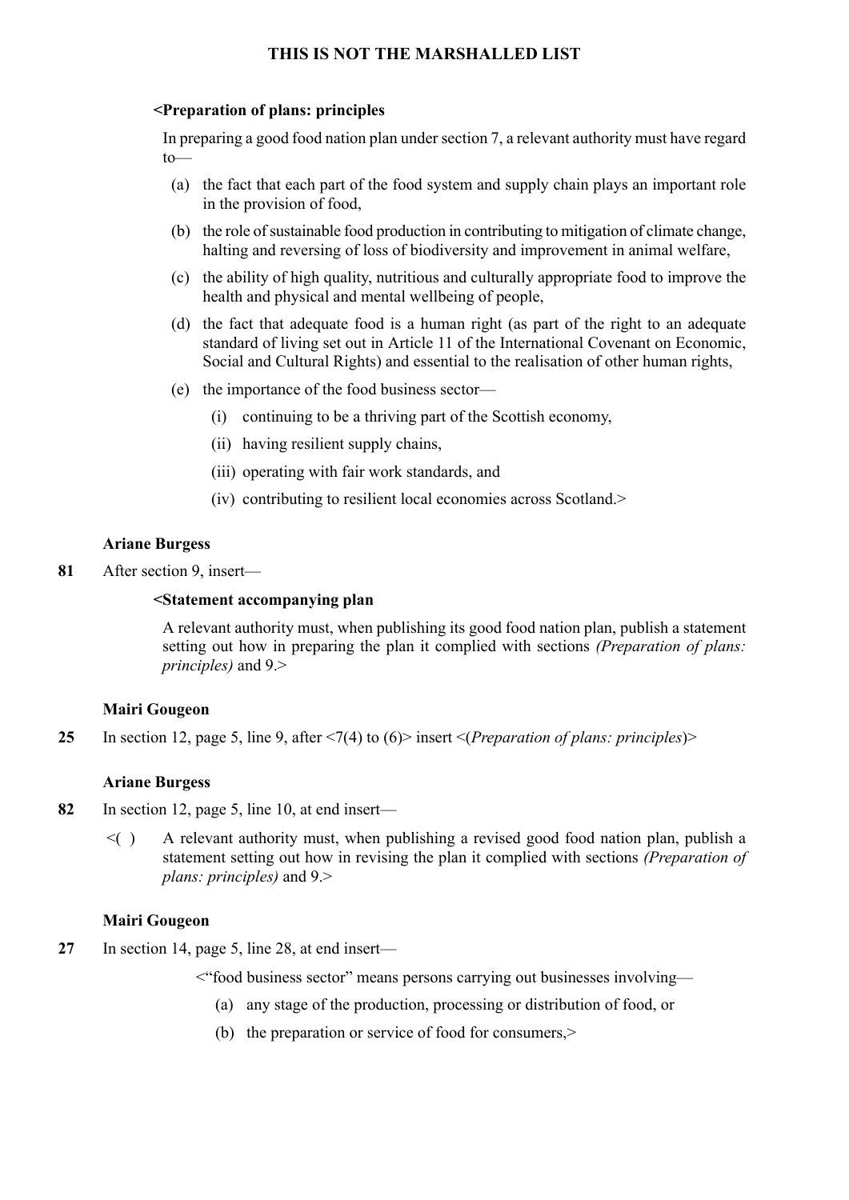**<Preparation of plans: principles**

In preparing a good food nation plan under section 7, a relevant authority must have regard to—

(a) the fact that each part of the food system and supply chain plays an important role in the provision of food,

(b) the role of sustainable food production in contributing to mitigation of climate change, halting and reversing of loss of biodiversity and improvement in animal welfare,

(c) the ability of high quality, nutritious and culturally appropriate food to improve the health and physical and mental wellbeing of people,

(d) the fact that adequate food is a human right (as part of the right to an adequate standard of living set out in Article 11 of the International Covenant on Economic, Social and Cultural Rights) and essential to the realisation of other human rights,

(e) the importance of the food business sector—

(i) continuing to be a thriving part of the Scottish economy,

(ii) having resilient supply chains,

(iii) operating with fair work standards, and

(iv) contributing to resilient local economies across Scotland.>

**Ariane Burgess**

**81** After section 9, insert—

**<Statement accompanying plan**

A relevant authority must, when publishing its good food nation plan, publish a statement setting out how in preparing the plan it complied with sections *(Preparation of plans: principles)* and 9.>

**Mairi Gougeon**

**25** In section 12, page 5, line 9, after <7(4) to (6)> insert <(*Preparation of plans: principles*)>

**Ariane Burgess**

**82** In section 12, page 5, line 10, at end insert—

<( ) A relevant authority must, when publishing a revised good food nation plan, publish a statement setting out how in revising the plan it complied with sections *(Preparation of plans: principles)* and 9.>

**Mairi Gougeon**

**27** In section 14, page 5, line 28, at end insert—

<"food business sector" means persons carrying out businesses involving—

(a) any stage of the production, processing or distribution of food, or

(b) the preparation or service of food for consumers,>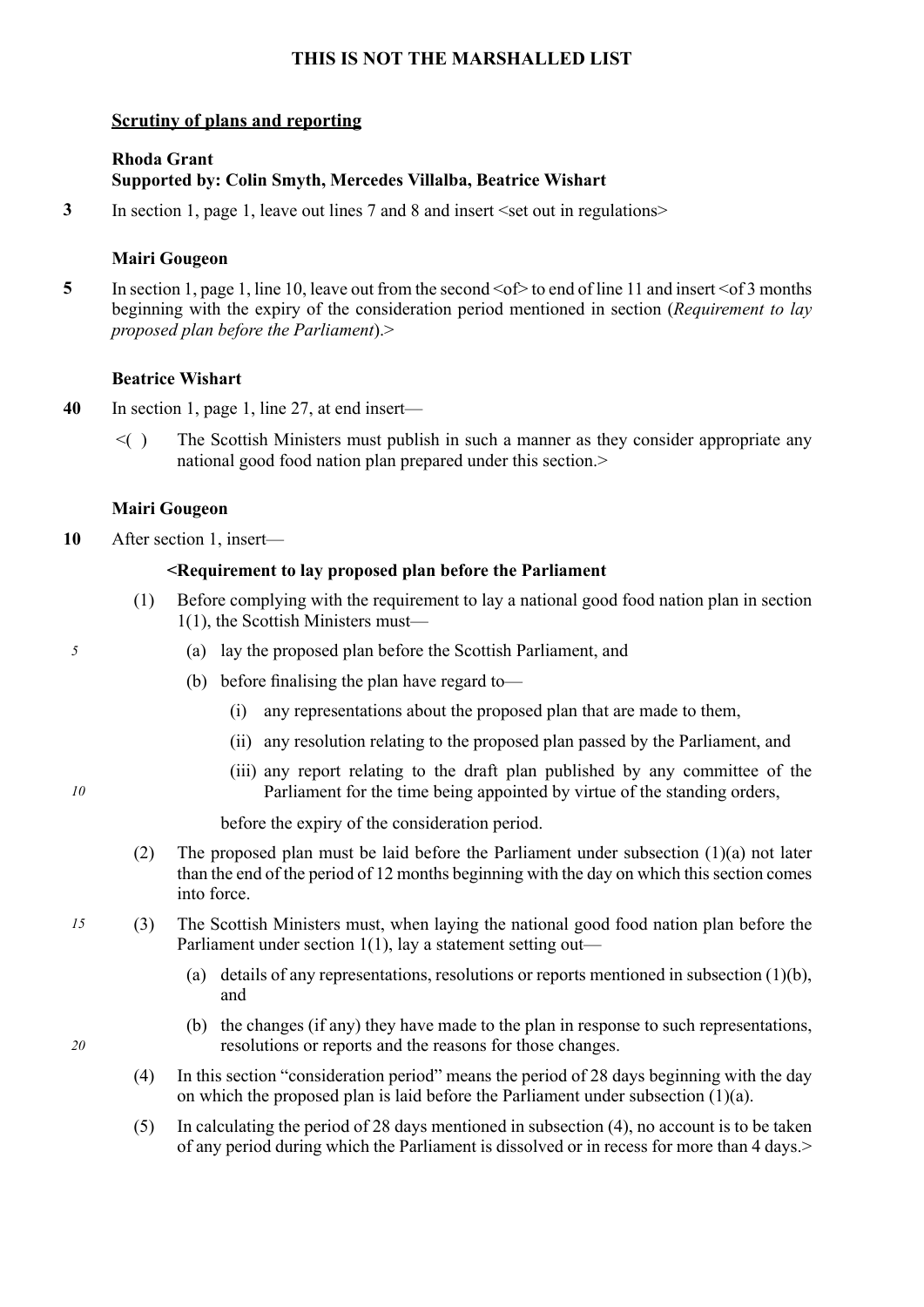**THIS IS NOT THE MARSHALLED LIST**

## Scrutiny of plans and reporting

**Rhoda Grant**
**Supported by: Colin Smyth, Mercedes Villalba, Beatrice Wishart**

**3** In section 1, page 1, leave out lines 7 and 8 and insert <set out in regulations>

**Mairi Gougeon**

**5** In section 1, page 1, line 10, leave out from the second <of> to end of line 11 and insert <of 3 months beginning with the expiry of the consideration period mentioned in section (*Requirement to lay proposed plan before the Parliament*).>

**Beatrice Wishart**

**40** In section 1, page 1, line 27, at end insert—

<( ) The Scottish Ministers must publish in such a manner as they consider appropriate any national good food nation plan prepared under this section.>

**Mairi Gougeon**

**10** After section 1, insert—

**<Requirement to lay proposed plan before the Parliament**

(1) Before complying with the requirement to lay a national good food nation plan in section 1(1), the Scottish Ministers must—

(a) lay the proposed plan before the Scottish Parliament, and

(b) before finalising the plan have regard to—

(i) any representations about the proposed plan that are made to them,

(ii) any resolution relating to the proposed plan passed by the Parliament, and

(iii) any report relating to the draft plan published by any committee of the Parliament for the time being appointed by virtue of the standing orders,

before the expiry of the consideration period.

(2) The proposed plan must be laid before the Parliament under subsection (1)(a) not later than the end of the period of 12 months beginning with the day on which this section comes into force.

(3) The Scottish Ministers must, when laying the national good food nation plan before the Parliament under section 1(1), lay a statement setting out—

(a) details of any representations, resolutions or reports mentioned in subsection (1)(b), and

(b) the changes (if any) they have made to the plan in response to such representations, resolutions or reports and the reasons for those changes.

(4) In this section "consideration period" means the period of 28 days beginning with the day on which the proposed plan is laid before the Parliament under subsection (1)(a).

(5) In calculating the period of 28 days mentioned in subsection (4), no account is to be taken of any period during which the Parliament is dissolved or in recess for more than 4 days.>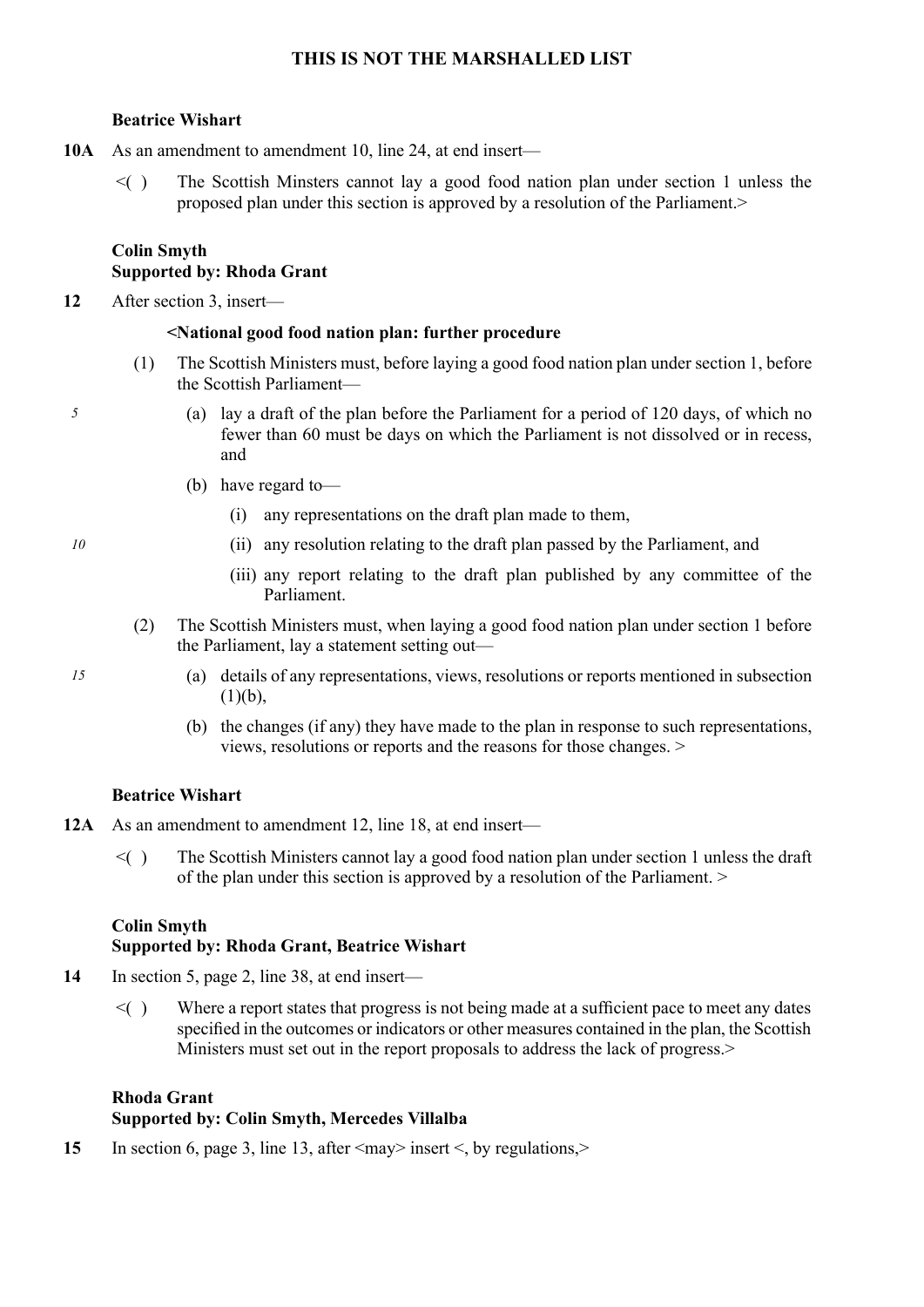THIS IS NOT THE MARSHALLED LIST

**Beatrice Wishart**

**10A** As an amendment to amendment 10, line 24, at end insert—

<( ) The Scottish Minsters cannot lay a good food nation plan under section 1 unless the proposed plan under this section is approved by a resolution of the Parliament.>

**Colin Smyth**
**Supported by: Rhoda Grant**

**12** After section 3, insert—

**<National good food nation plan: further procedure**

(1) The Scottish Ministers must, before laying a good food nation plan under section 1, before the Scottish Parliament—

(a) lay a draft of the plan before the Parliament for a period of 120 days, of which no fewer than 60 must be days on which the Parliament is not dissolved or in recess, and

(b) have regard to—

(i) any representations on the draft plan made to them,

(ii) any resolution relating to the draft plan passed by the Parliament, and

(iii) any report relating to the draft plan published by any committee of the Parliament.

(2) The Scottish Ministers must, when laying a good food nation plan under section 1 before the Parliament, lay a statement setting out—

(a) details of any representations, views, resolutions or reports mentioned in subsection (1)(b),

(b) the changes (if any) they have made to the plan in response to such representations, views, resolutions or reports and the reasons for those changes. >

**Beatrice Wishart**

**12A** As an amendment to amendment 12, line 18, at end insert—

<( ) The Scottish Ministers cannot lay a good food nation plan under section 1 unless the draft of the plan under this section is approved by a resolution of the Parliament. >

**Colin Smyth**
**Supported by: Rhoda Grant, Beatrice Wishart**

**14** In section 5, page 2, line 38, at end insert—

<( ) Where a report states that progress is not being made at a sufficient pace to meet any dates specified in the outcomes or indicators or other measures contained in the plan, the Scottish Ministers must set out in the report proposals to address the lack of progress.>

**Rhoda Grant**
**Supported by: Colin Smyth, Mercedes Villalba**

**15** In section 6, page 3, line 13, after <may> insert <, by regulations,>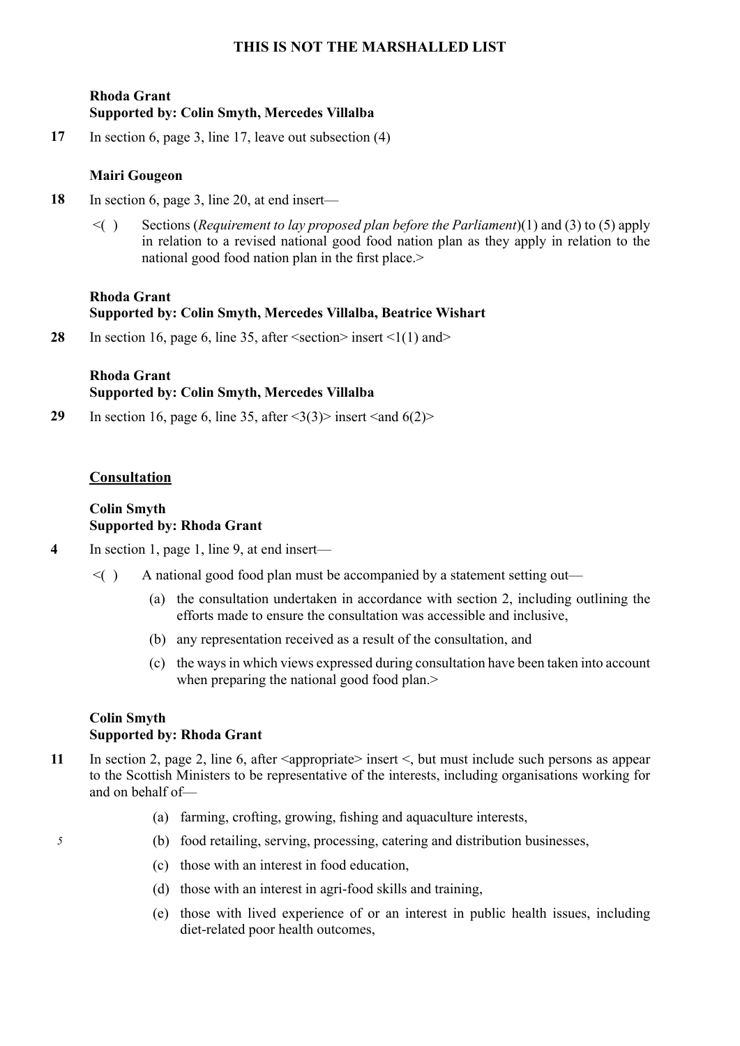THIS IS NOT THE MARSHALLED LIST

**Rhoda Grant**
**Supported by: Colin Smyth, Mercedes Villalba**

**17** In section 6, page 3, line 17, leave out subsection (4)

**Mairi Gougeon**

**18** In section 6, page 3, line 20, at end insert—

<( ) Sections (*Requirement to lay proposed plan before the Parliament*)(1) and (3) to (5) apply in relation to a revised national good food nation plan as they apply in relation to the national good food nation plan in the first place.>

**Rhoda Grant**
**Supported by: Colin Smyth, Mercedes Villalba, Beatrice Wishart**

**28** In section 16, page 6, line 35, after <section> insert <1(1) and>

**Rhoda Grant**
**Supported by: Colin Smyth, Mercedes Villalba**

**29** In section 16, page 6, line 35, after <3(3)> insert <and 6(2)>

## Consultation

**Colin Smyth**
**Supported by: Rhoda Grant**

**4** In section 1, page 1, line 9, at end insert—

<( ) A national good food plan must be accompanied by a statement setting out—

(a) the consultation undertaken in accordance with section 2, including outlining the efforts made to ensure the consultation was accessible and inclusive,

(b) any representation received as a result of the consultation, and

(c) the ways in which views expressed during consultation have been taken into account when preparing the national good food plan.>

**Colin Smyth**
**Supported by: Rhoda Grant**

**11** In section 2, page 2, line 6, after <appropriate> insert <, but must include such persons as appear to the Scottish Ministers to be representative of the interests, including organisations working for and on behalf of—

(a) farming, crofting, growing, fishing and aquaculture interests,

(b) food retailing, serving, processing, catering and distribution businesses,

(c) those with an interest in food education,

(d) those with an interest in agri-food skills and training,

(e) those with lived experience of or an interest in public health issues, including diet-related poor health outcomes,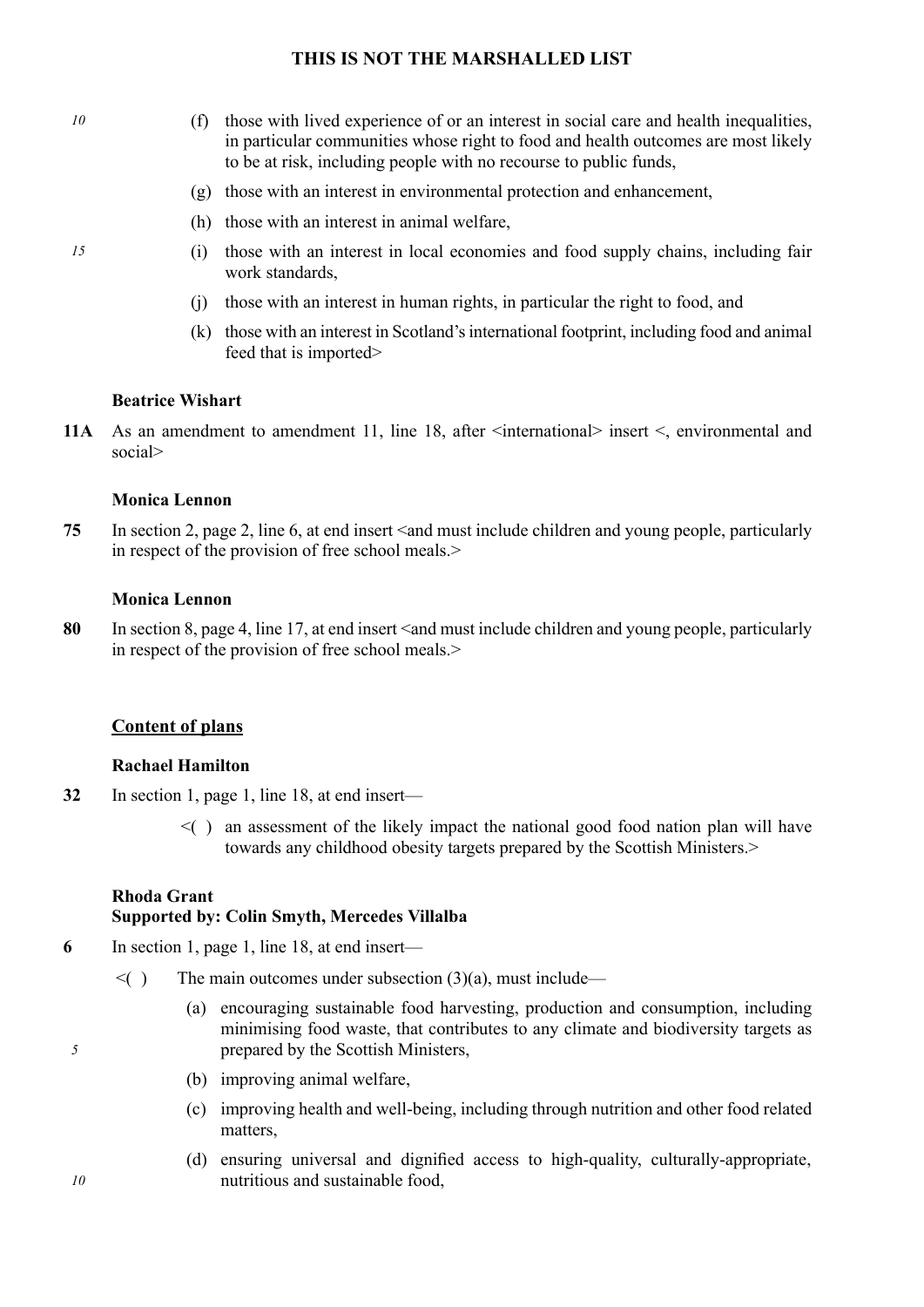**THIS IS NOT THE MARSHALLED LIST**

(f) those with lived experience of or an interest in social care and health inequalities, in particular communities whose right to food and health outcomes are most likely to be at risk, including people with no recourse to public funds,

(g) those with an interest in environmental protection and enhancement,

(h) those with an interest in animal welfare,

(i) those with an interest in local economies and food supply chains, including fair work standards,

(j) those with an interest in human rights, in particular the right to food, and

(k) those with an interest in Scotland's international footprint, including food and animal feed that is imported>

**Beatrice Wishart**

**11A** As an amendment to amendment 11, line 18, after <international> insert <, environmental and social>

**Monica Lennon**

**75** In section 2, page 2, line 6, at end insert <and must include children and young people, particularly in respect of the provision of free school meals.>

**Monica Lennon**

**80** In section 8, page 4, line 17, at end insert <and must include children and young people, particularly in respect of the provision of free school meals.>

**<u>Content of plans</u>**

**Rachael Hamilton**

**32** In section 1, page 1, line 18, at end insert—

<( ) an assessment of the likely impact the national good food nation plan will have towards any childhood obesity targets prepared by the Scottish Ministers.>

**Rhoda Grant**
**Supported by: Colin Smyth, Mercedes Villalba**

**6** In section 1, page 1, line 18, at end insert—

<( ) The main outcomes under subsection (3)(a), must include—

(a) encouraging sustainable food harvesting, production and consumption, including minimising food waste, that contributes to any climate and biodiversity targets as prepared by the Scottish Ministers,

(b) improving animal welfare,

(c) improving health and well-being, including through nutrition and other food related matters,

(d) ensuring universal and dignified access to high-quality, culturally-appropriate, nutritious and sustainable food,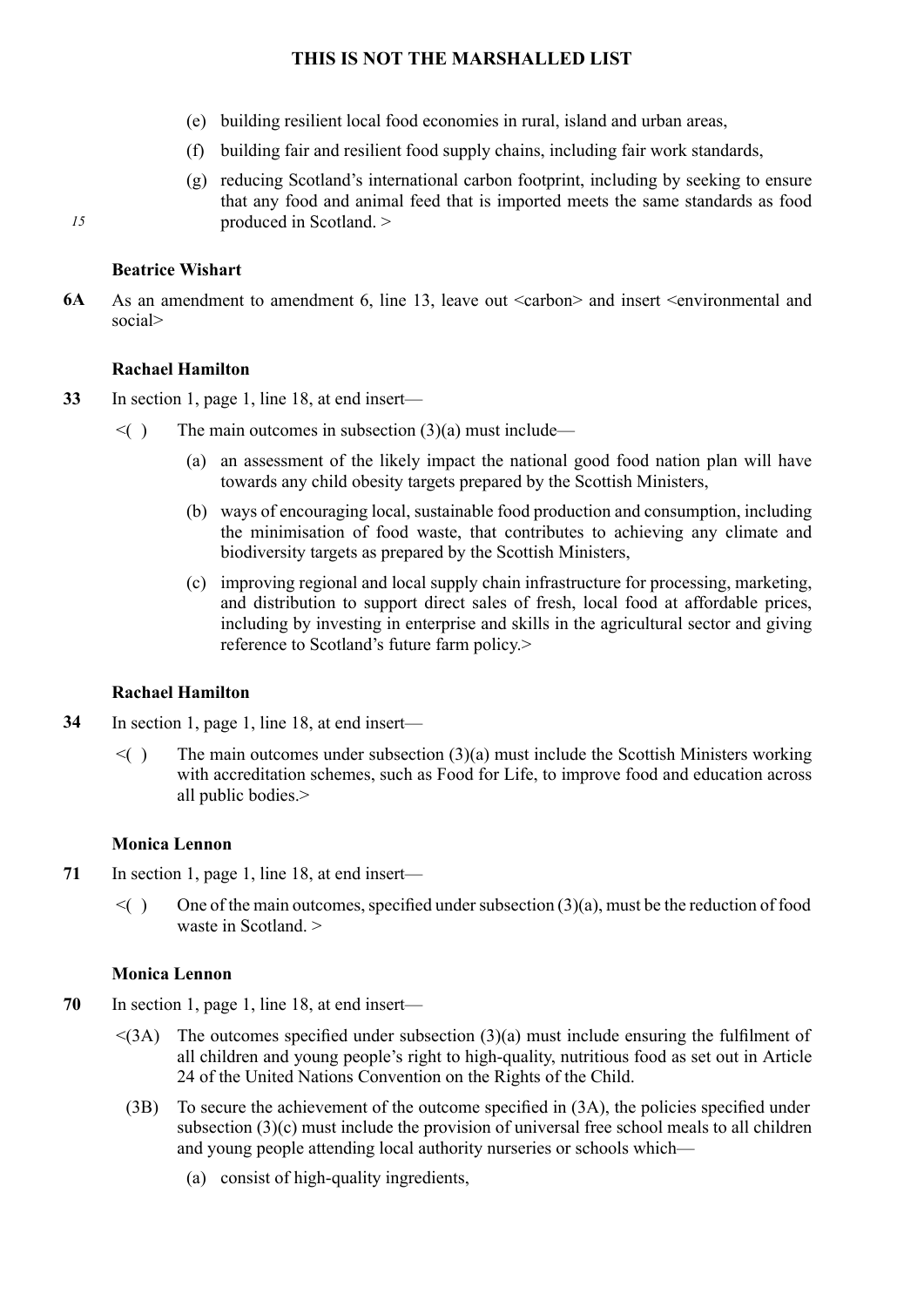(e) building resilient local food economies in rural, island and urban areas,

(f) building fair and resilient food supply chains, including fair work standards,

(g) reducing Scotland's international carbon footprint, including by seeking to ensure that any food and animal feed that is imported meets the same standards as food produced in Scotland. >

**Beatrice Wishart**

**6A** As an amendment to amendment 6, line 13, leave out <carbon> and insert <environmental and social>

**Rachael Hamilton**

**33** In section 1, page 1, line 18, at end insert—

<( ) The main outcomes in subsection (3)(a) must include—

(a) an assessment of the likely impact the national good food nation plan will have towards any child obesity targets prepared by the Scottish Ministers,

(b) ways of encouraging local, sustainable food production and consumption, including the minimisation of food waste, that contributes to achieving any climate and biodiversity targets as prepared by the Scottish Ministers,

(c) improving regional and local supply chain infrastructure for processing, marketing, and distribution to support direct sales of fresh, local food at affordable prices, including by investing in enterprise and skills in the agricultural sector and giving reference to Scotland's future farm policy.>

**Rachael Hamilton**

**34** In section 1, page 1, line 18, at end insert—

<( ) The main outcomes under subsection (3)(a) must include the Scottish Ministers working with accreditation schemes, such as Food for Life, to improve food and education across all public bodies.>

**Monica Lennon**

**71** In section 1, page 1, line 18, at end insert—

<( ) One of the main outcomes, specified under subsection (3)(a), must be the reduction of food waste in Scotland. >

**Monica Lennon**

**70** In section 1, page 1, line 18, at end insert—

<(3A) The outcomes specified under subsection (3)(a) must include ensuring the fulfilment of all children and young people's right to high-quality, nutritious food as set out in Article 24 of the United Nations Convention on the Rights of the Child.

(3B) To secure the achievement of the outcome specified in (3A), the policies specified under subsection (3)(c) must include the provision of universal free school meals to all children and young people attending local authority nurseries or schools which—

(a) consist of high-quality ingredients,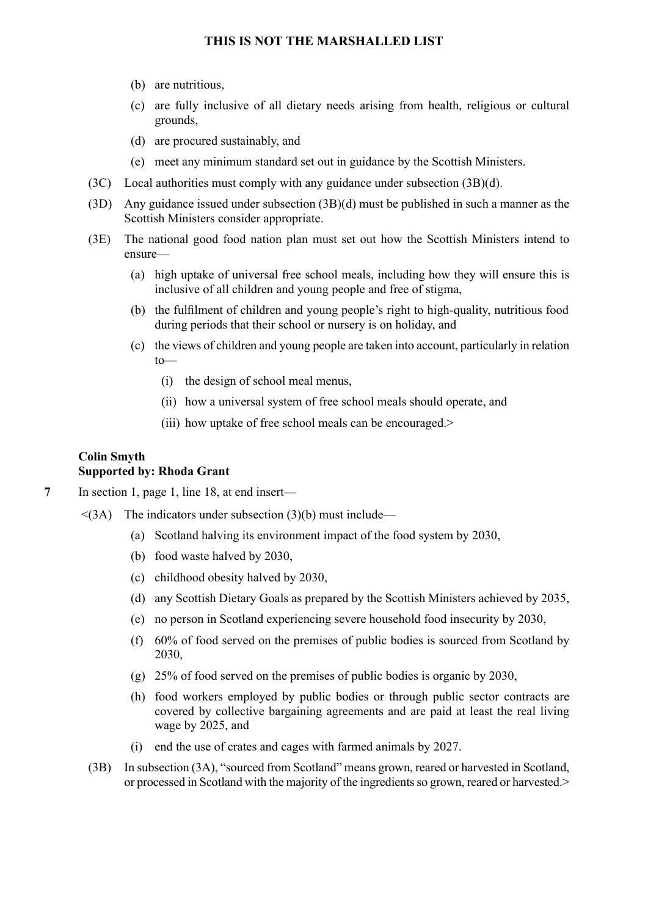(b) are nutritious,

(c) are fully inclusive of all dietary needs arising from health, religious or cultural grounds,

(d) are procured sustainably, and

(e) meet any minimum standard set out in guidance by the Scottish Ministers.

(3C) Local authorities must comply with any guidance under subsection (3B)(d).

(3D) Any guidance issued under subsection (3B)(d) must be published in such a manner as the Scottish Ministers consider appropriate.

(3E) The national good food nation plan must set out how the Scottish Ministers intend to ensure—

(a) high uptake of universal free school meals, including how they will ensure this is inclusive of all children and young people and free of stigma,

(b) the fulfilment of children and young people's right to high-quality, nutritious food during periods that their school or nursery is on holiday, and

(c) the views of children and young people are taken into account, particularly in relation to—

(i) the design of school meal menus,

(ii) how a universal system of free school meals should operate, and

(iii) how uptake of free school meals can be encouraged.>

**Colin Smyth**
**Supported by: Rhoda Grant**

**7** In section 1, page 1, line 18, at end insert—

<(3A) The indicators under subsection (3)(b) must include—

(a) Scotland halving its environment impact of the food system by 2030,

(b) food waste halved by 2030,

(c) childhood obesity halved by 2030,

(d) any Scottish Dietary Goals as prepared by the Scottish Ministers achieved by 2035,

(e) no person in Scotland experiencing severe household food insecurity by 2030,

(f) 60% of food served on the premises of public bodies is sourced from Scotland by 2030,

(g) 25% of food served on the premises of public bodies is organic by 2030,

(h) food workers employed by public bodies or through public sector contracts are covered by collective bargaining agreements and are paid at least the real living wage by 2025, and

(i) end the use of crates and cages with farmed animals by 2027.

(3B) In subsection (3A), "sourced from Scotland" means grown, reared or harvested in Scotland, or processed in Scotland with the majority of the ingredients so grown, reared or harvested.>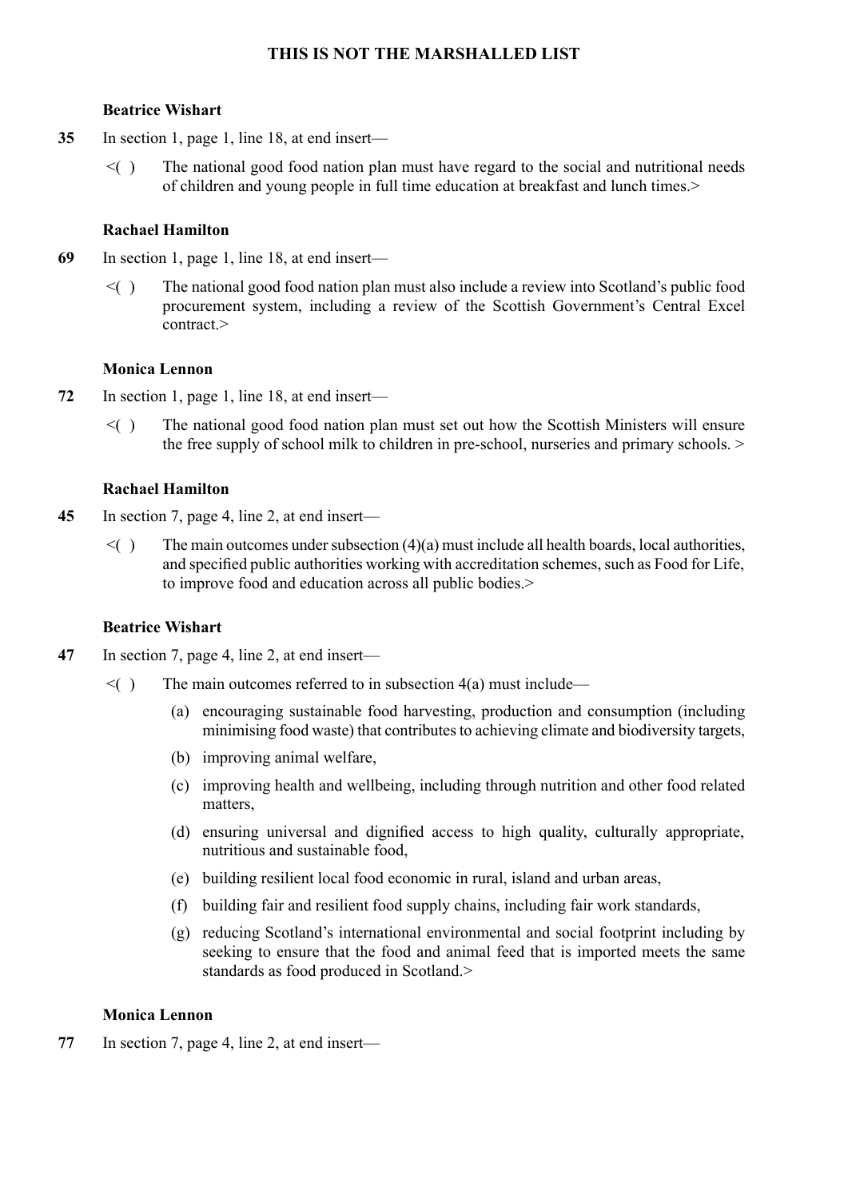**THIS IS NOT THE MARSHALLED LIST**

**Beatrice Wishart**

**35** In section 1, page 1, line 18, at end insert—

<( ) The national good food nation plan must have regard to the social and nutritional needs of children and young people in full time education at breakfast and lunch times.>

**Rachael Hamilton**

**69** In section 1, page 1, line 18, at end insert—

<( ) The national good food nation plan must also include a review into Scotland's public food procurement system, including a review of the Scottish Government's Central Excel contract.>

**Monica Lennon**

**72** In section 1, page 1, line 18, at end insert—

<( ) The national good food nation plan must set out how the Scottish Ministers will ensure the free supply of school milk to children in pre-school, nurseries and primary schools. >

**Rachael Hamilton**

**45** In section 7, page 4, line 2, at end insert—

<( ) The main outcomes under subsection (4)(a) must include all health boards, local authorities, and specified public authorities working with accreditation schemes, such as Food for Life, to improve food and education across all public bodies.>

**Beatrice Wishart**

**47** In section 7, page 4, line 2, at end insert—

<( ) The main outcomes referred to in subsection 4(a) must include—

(a) encouraging sustainable food harvesting, production and consumption (including minimising food waste) that contributes to achieving climate and biodiversity targets,

(b) improving animal welfare,

(c) improving health and wellbeing, including through nutrition and other food related matters,

(d) ensuring universal and dignified access to high quality, culturally appropriate, nutritious and sustainable food,

(e) building resilient local food economic in rural, island and urban areas,

(f) building fair and resilient food supply chains, including fair work standards,

(g) reducing Scotland's international environmental and social footprint including by seeking to ensure that the food and animal feed that is imported meets the same standards as food produced in Scotland.>

**Monica Lennon**

**77** In section 7, page 4, line 2, at end insert—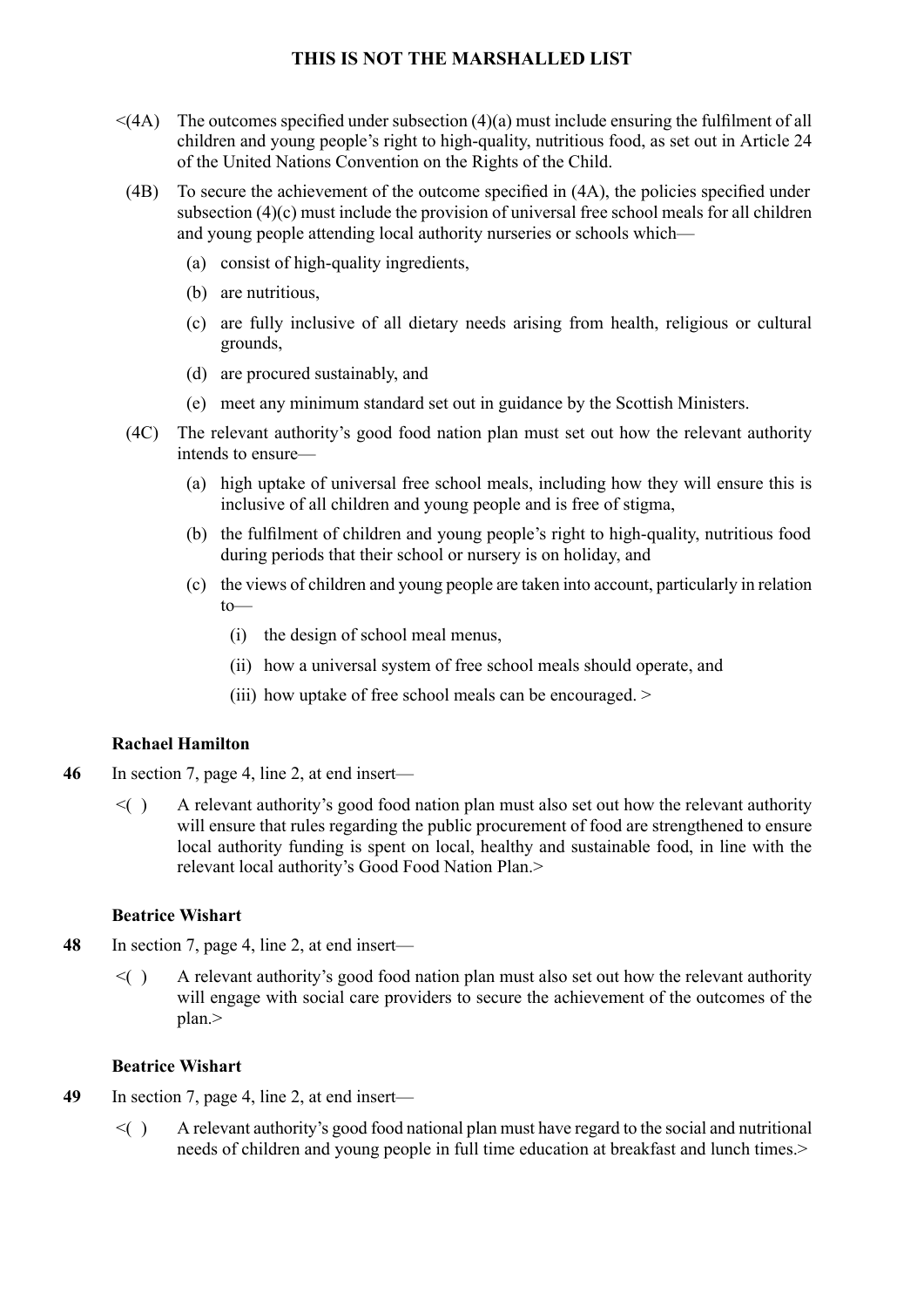<(4A) The outcomes specified under subsection (4)(a) must include ensuring the fulfilment of all children and young people's right to high-quality, nutritious food, as set out in Article 24 of the United Nations Convention on the Rights of the Child.

(4B) To secure the achievement of the outcome specified in (4A), the policies specified under subsection (4)(c) must include the provision of universal free school meals for all children and young people attending local authority nurseries or schools which—

(a) consist of high-quality ingredients,

(b) are nutritious,

(c) are fully inclusive of all dietary needs arising from health, religious or cultural grounds,

(d) are procured sustainably, and

(e) meet any minimum standard set out in guidance by the Scottish Ministers.

(4C) The relevant authority's good food nation plan must set out how the relevant authority intends to ensure—

(a) high uptake of universal free school meals, including how they will ensure this is inclusive of all children and young people and is free of stigma,

(b) the fulfilment of children and young people's right to high-quality, nutritious food during periods that their school or nursery is on holiday, and

(c) the views of children and young people are taken into account, particularly in relation to—

(i) the design of school meal menus,

(ii) how a universal system of free school meals should operate, and

(iii) how uptake of free school meals can be encouraged. >

**Rachael Hamilton**

**46** In section 7, page 4, line 2, at end insert—

<( ) A relevant authority's good food nation plan must also set out how the relevant authority will ensure that rules regarding the public procurement of food are strengthened to ensure local authority funding is spent on local, healthy and sustainable food, in line with the relevant local authority's Good Food Nation Plan.>

**Beatrice Wishart**

**48** In section 7, page 4, line 2, at end insert—

<( ) A relevant authority's good food nation plan must also set out how the relevant authority will engage with social care providers to secure the achievement of the outcomes of the plan.>

**Beatrice Wishart**

**49** In section 7, page 4, line 2, at end insert—

<( ) A relevant authority's good food national plan must have regard to the social and nutritional needs of children and young people in full time education at breakfast and lunch times.>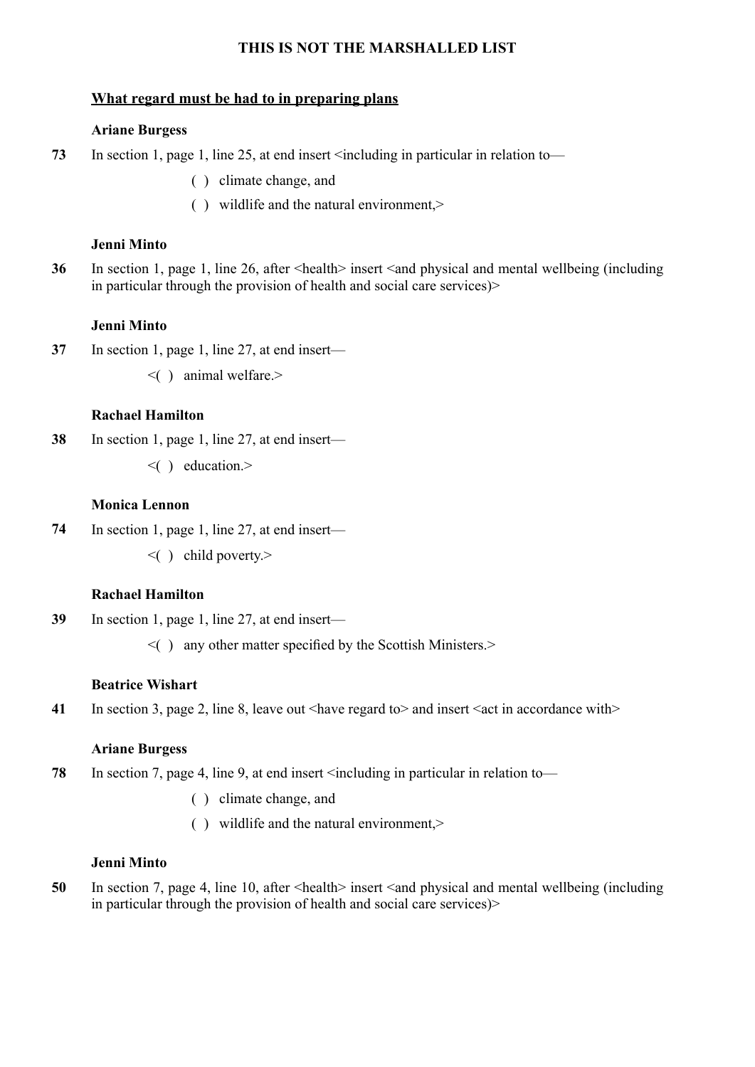**THIS IS NOT THE MARSHALLED LIST**

## What regard must be had to in preparing plans

**Ariane Burgess**

**73** In section 1, page 1, line 25, at end insert <including in particular in relation to—

( ) climate change, and

( ) wildlife and the natural environment,>

**Jenni Minto**

**36** In section 1, page 1, line 26, after <health> insert <and physical and mental wellbeing (including in particular through the provision of health and social care services)>

**Jenni Minto**

**37** In section 1, page 1, line 27, at end insert—

<( ) animal welfare.>

**Rachael Hamilton**

**38** In section 1, page 1, line 27, at end insert—

<( ) education.>

**Monica Lennon**

**74** In section 1, page 1, line 27, at end insert—

<( ) child poverty.>

**Rachael Hamilton**

**39** In section 1, page 1, line 27, at end insert—

<( ) any other matter specified by the Scottish Ministers.>

**Beatrice Wishart**

**41** In section 3, page 2, line 8, leave out <have regard to> and insert <act in accordance with>

**Ariane Burgess**

**78** In section 7, page 4, line 9, at end insert <including in particular in relation to—

( ) climate change, and

( ) wildlife and the natural environment,>

**Jenni Minto**

**50** In section 7, page 4, line 10, after <health> insert <and physical and mental wellbeing (including in particular through the provision of health and social care services)>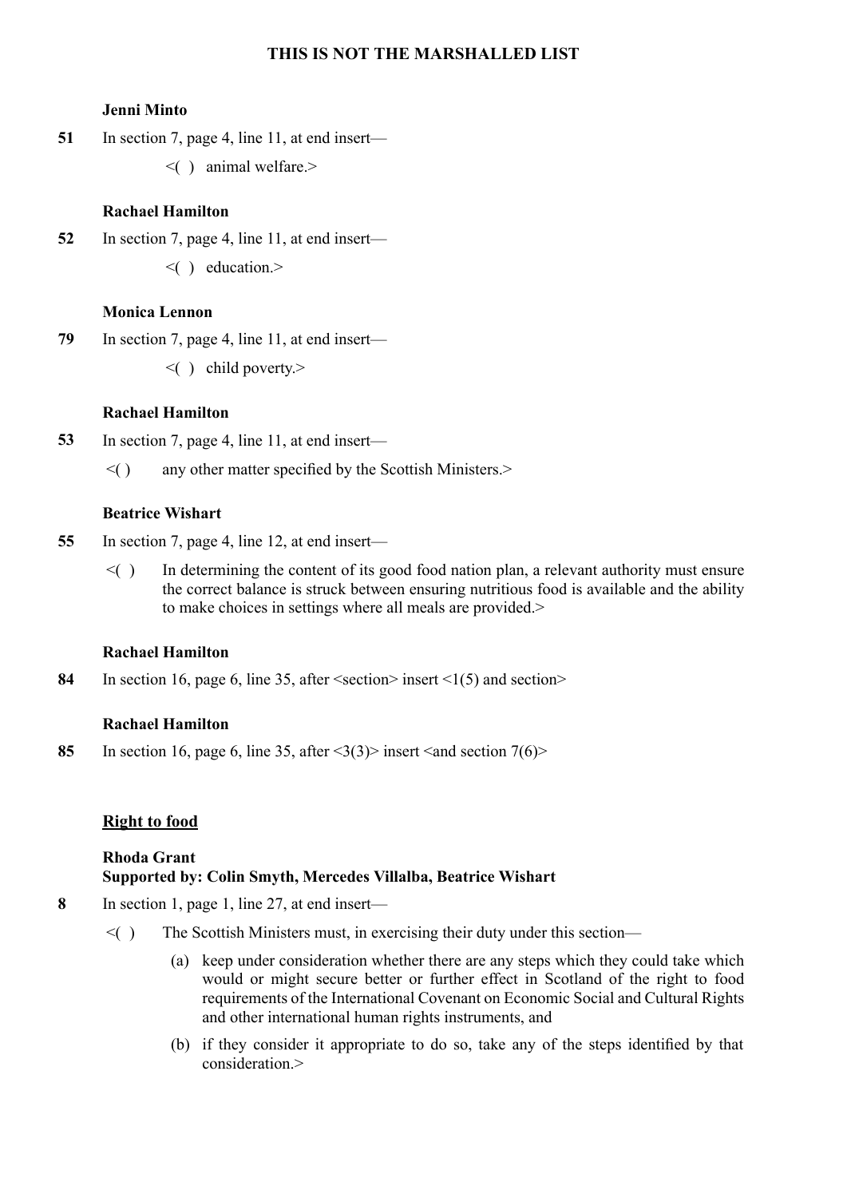**THIS IS NOT THE MARSHALLED LIST**

**Jenni Minto**

**51** In section 7, page 4, line 11, at end insert—

<( ) animal welfare.>

**Rachael Hamilton**

**52** In section 7, page 4, line 11, at end insert—

<( ) education.>

**Monica Lennon**

**79** In section 7, page 4, line 11, at end insert—

<( ) child poverty.>

**Rachael Hamilton**

**53** In section 7, page 4, line 11, at end insert—

<( ) any other matter specified by the Scottish Ministers.>

**Beatrice Wishart**

**55** In section 7, page 4, line 12, at end insert—

<( ) In determining the content of its good food nation plan, a relevant authority must ensure the correct balance is struck between ensuring nutritious food is available and the ability to make choices in settings where all meals are provided.>

**Rachael Hamilton**

**84** In section 16, page 6, line 35, after <section> insert <1(5) and section>

**Rachael Hamilton**

**85** In section 16, page 6, line 35, after <3(3)> insert <and section 7(6)>

**Right to food**

**Rhoda Grant**
**Supported by: Colin Smyth, Mercedes Villalba, Beatrice Wishart**

**8** In section 1, page 1, line 27, at end insert—

<( ) The Scottish Ministers must, in exercising their duty under this section—

(a) keep under consideration whether there are any steps which they could take which would or might secure better or further effect in Scotland of the right to food requirements of the International Covenant on Economic Social and Cultural Rights and other international human rights instruments, and

(b) if they consider it appropriate to do so, take any of the steps identified by that consideration.>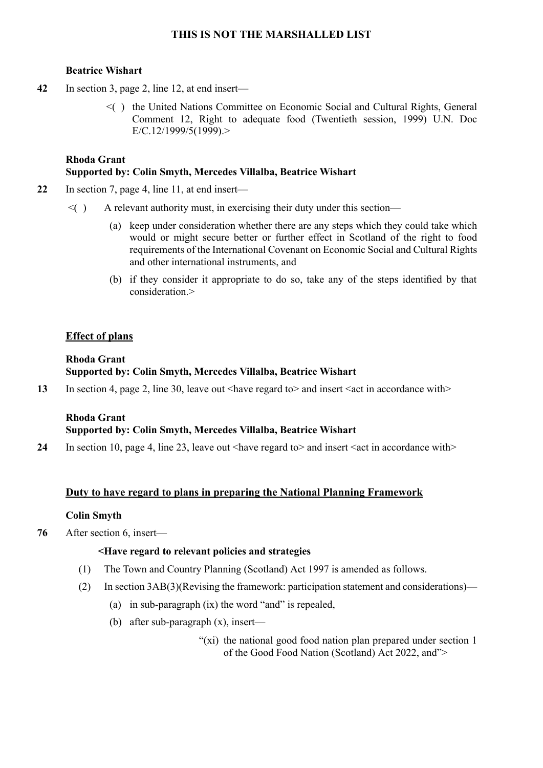**THIS IS NOT THE MARSHALLED LIST**

**Beatrice Wishart**

**42** In section 3, page 2, line 12, at end insert—

<( ) the United Nations Committee on Economic Social and Cultural Rights, General Comment 12, Right to adequate food (Twentieth session, 1999) U.N. Doc E/C.12/1999/5(1999).>

**Rhoda Grant**
**Supported by: Colin Smyth, Mercedes Villalba, Beatrice Wishart**

**22** In section 7, page 4, line 11, at end insert—

<( ) A relevant authority must, in exercising their duty under this section—

(a) keep under consideration whether there are any steps which they could take which would or might secure better or further effect in Scotland of the right to food requirements of the International Covenant on Economic Social and Cultural Rights and other international instruments, and

(b) if they consider it appropriate to do so, take any of the steps identified by that consideration.>

**Effect of plans**

**Rhoda Grant**
**Supported by: Colin Smyth, Mercedes Villalba, Beatrice Wishart**

**13** In section 4, page 2, line 30, leave out <have regard to> and insert <act in accordance with>

**Rhoda Grant**
**Supported by: Colin Smyth, Mercedes Villalba, Beatrice Wishart**

**24** In section 10, page 4, line 23, leave out <have regard to> and insert <act in accordance with>

**Duty to have regard to plans in preparing the National Planning Framework**

**Colin Smyth**

**76** After section 6, insert—

**<Have regard to relevant policies and strategies**

(1) The Town and Country Planning (Scotland) Act 1997 is amended as follows.

(2) In section 3AB(3)(Revising the framework: participation statement and considerations)—

(a) in sub-paragraph (ix) the word "and" is repealed,

(b) after sub-paragraph (x), insert—

"(xi) the national good food nation plan prepared under section 1 of the Good Food Nation (Scotland) Act 2022, and">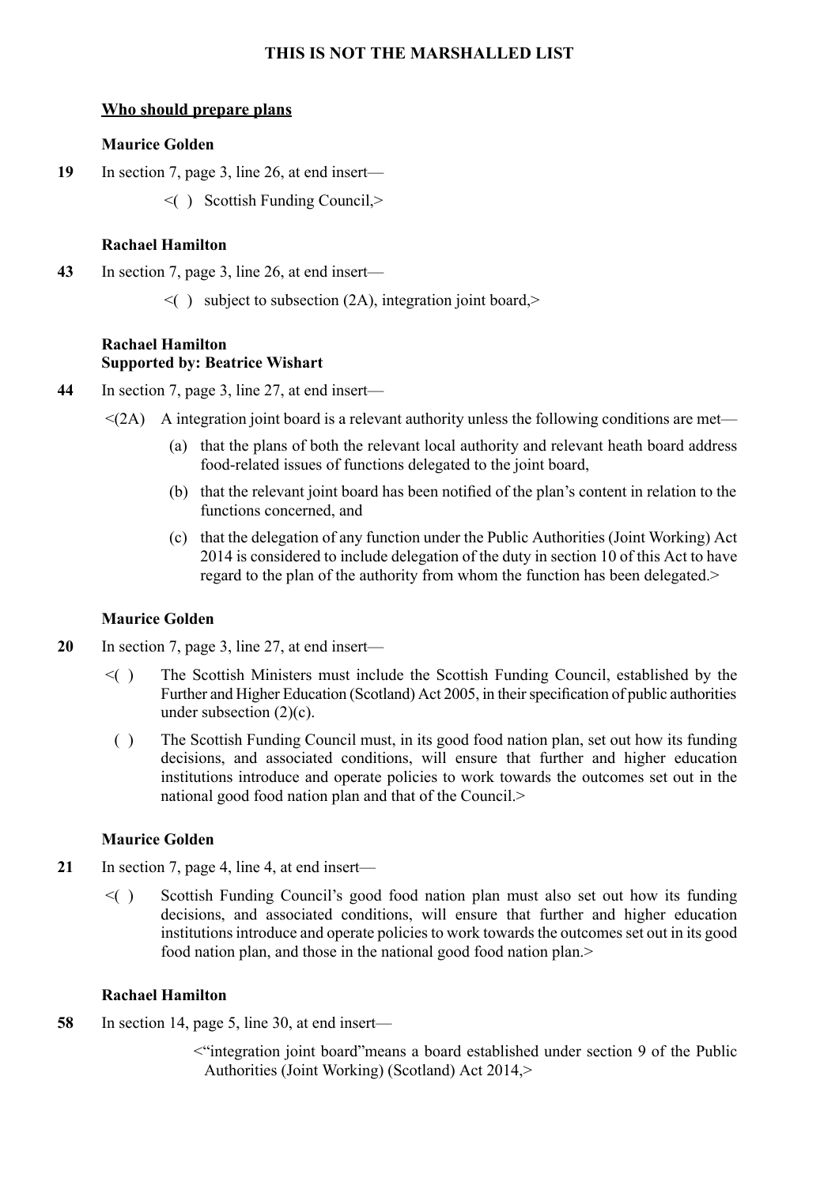**THIS IS NOT THE MARSHALLED LIST**

**Who should prepare plans**

**Maurice Golden**

**19** In section 7, page 3, line 26, at end insert—

<( ) Scottish Funding Council,>

**Rachael Hamilton**

**43** In section 7, page 3, line 26, at end insert—

<( ) subject to subsection (2A), integration joint board,>

**Rachael Hamilton**
**Supported by: Beatrice Wishart**

**44** In section 7, page 3, line 27, at end insert—

<(2A) A integration joint board is a relevant authority unless the following conditions are met—

(a) that the plans of both the relevant local authority and relevant heath board address food-related issues of functions delegated to the joint board,

(b) that the relevant joint board has been notified of the plan's content in relation to the functions concerned, and

(c) that the delegation of any function under the Public Authorities (Joint Working) Act 2014 is considered to include delegation of the duty in section 10 of this Act to have regard to the plan of the authority from whom the function has been delegated.>

**Maurice Golden**

**20** In section 7, page 3, line 27, at end insert—

<( ) The Scottish Ministers must include the Scottish Funding Council, established by the Further and Higher Education (Scotland) Act 2005, in their specification of public authorities under subsection (2)(c).

( ) The Scottish Funding Council must, in its good food nation plan, set out how its funding decisions, and associated conditions, will ensure that further and higher education institutions introduce and operate policies to work towards the outcomes set out in the national good food nation plan and that of the Council.>

**Maurice Golden**

**21** In section 7, page 4, line 4, at end insert—

<( ) Scottish Funding Council's good food nation plan must also set out how its funding decisions, and associated conditions, will ensure that further and higher education institutions introduce and operate policies to work towards the outcomes set out in its good food nation plan, and those in the national good food nation plan.>

**Rachael Hamilton**

**58** In section 14, page 5, line 30, at end insert—

<"integration joint board"means a board established under section 9 of the Public Authorities (Joint Working) (Scotland) Act 2014,>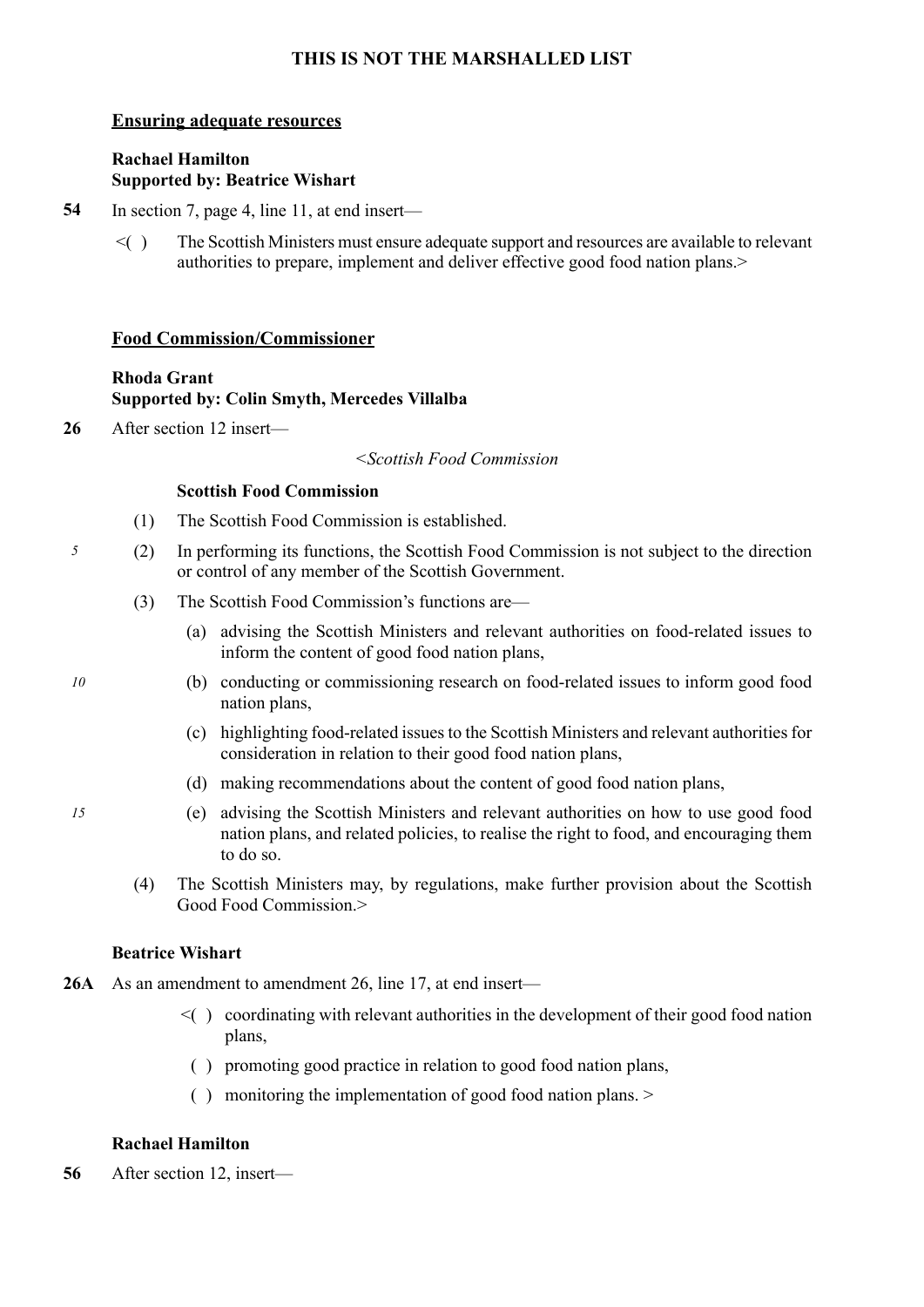**THIS IS NOT THE MARSHALLED LIST**

**Ensuring adequate resources**

**Rachael Hamilton**
**Supported by: Beatrice Wishart**

**54** In section 7, page 4, line 11, at end insert—

<( ) The Scottish Ministers must ensure adequate support and resources are available to relevant authorities to prepare, implement and deliver effective good food nation plans.>

**Food Commission/Commissioner**

**Rhoda Grant**
**Supported by: Colin Smyth, Mercedes Villalba**

**26** After section 12 insert—

<*Scottish Food Commission*

**Scottish Food Commission**

(1) The Scottish Food Commission is established.

(2) In performing its functions, the Scottish Food Commission is not subject to the direction or control of any member of the Scottish Government.

(3) The Scottish Food Commission's functions are—

(a) advising the Scottish Ministers and relevant authorities on food-related issues to inform the content of good food nation plans,

(b) conducting or commissioning research on food-related issues to inform good food nation plans,

(c) highlighting food-related issues to the Scottish Ministers and relevant authorities for consideration in relation to their good food nation plans,

(d) making recommendations about the content of good food nation plans,

(e) advising the Scottish Ministers and relevant authorities on how to use good food nation plans, and related policies, to realise the right to food, and encouraging them to do so.

(4) The Scottish Ministers may, by regulations, make further provision about the Scottish Good Food Commission.>

**Beatrice Wishart**

**26A** As an amendment to amendment 26, line 17, at end insert—

<( ) coordinating with relevant authorities in the development of their good food nation plans,

( ) promoting good practice in relation to good food nation plans,

( ) monitoring the implementation of good food nation plans. >

**Rachael Hamilton**

**56** After section 12, insert—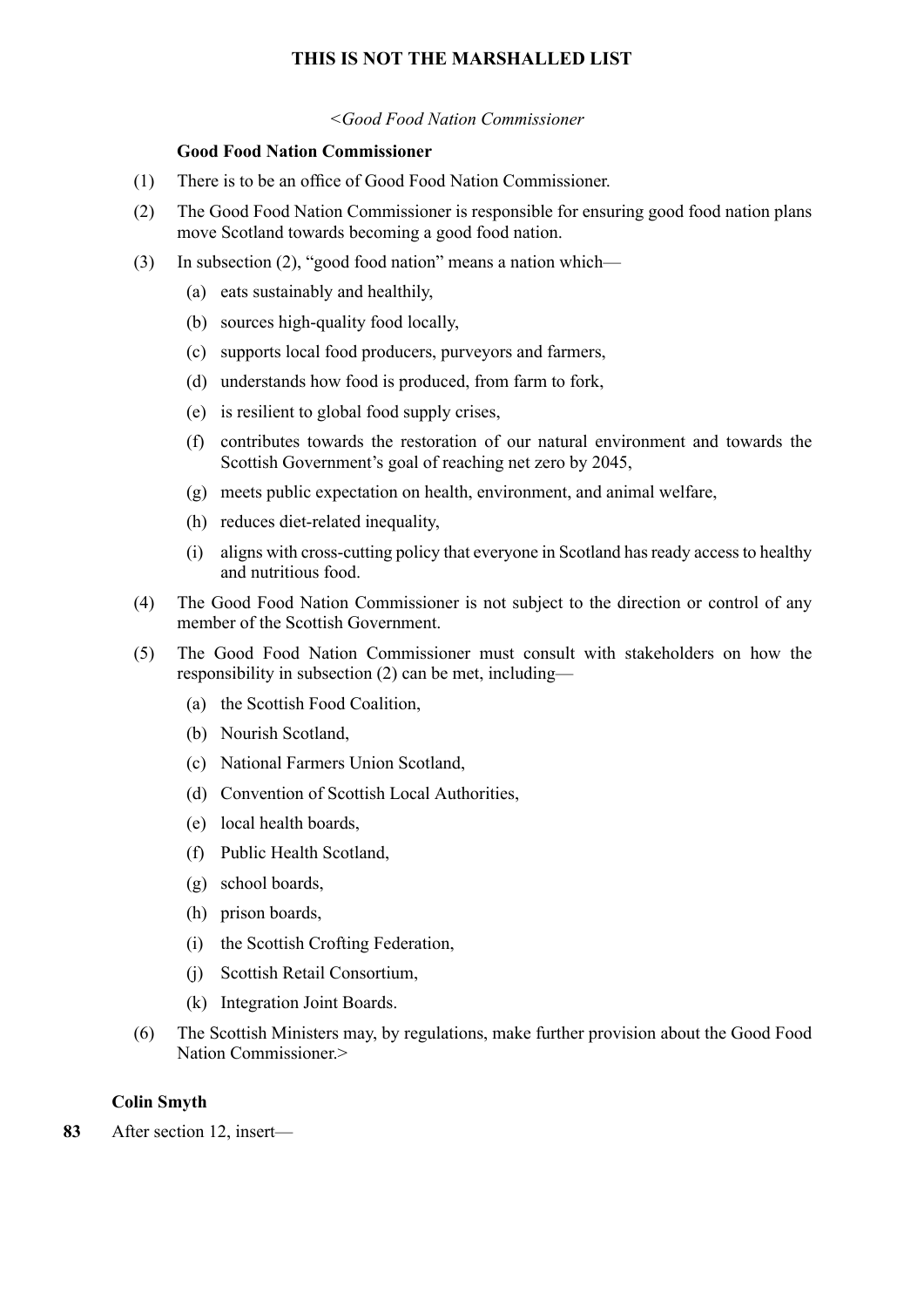**THIS IS NOT THE MARSHALLED LIST**

*<Good Food Nation Commissioner*

**Good Food Nation Commissioner**

(1) There is to be an office of Good Food Nation Commissioner.

(2) The Good Food Nation Commissioner is responsible for ensuring good food nation plans move Scotland towards becoming a good food nation.

(3) In subsection (2), "good food nation" means a nation which—

  (a) eats sustainably and healthily,

  (b) sources high-quality food locally,

  (c) supports local food producers, purveyors and farmers,

  (d) understands how food is produced, from farm to fork,

  (e) is resilient to global food supply crises,

  (f) contributes towards the restoration of our natural environment and towards the Scottish Government's goal of reaching net zero by 2045,

  (g) meets public expectation on health, environment, and animal welfare,

  (h) reduces diet-related inequality,

  (i) aligns with cross-cutting policy that everyone in Scotland has ready access to healthy and nutritious food.

(4) The Good Food Nation Commissioner is not subject to the direction or control of any member of the Scottish Government.

(5) The Good Food Nation Commissioner must consult with stakeholders on how the responsibility in subsection (2) can be met, including—

  (a) the Scottish Food Coalition,

  (b) Nourish Scotland,

  (c) National Farmers Union Scotland,

  (d) Convention of Scottish Local Authorities,

  (e) local health boards,

  (f) Public Health Scotland,

  (g) school boards,

  (h) prison boards,

  (i) the Scottish Crofting Federation,

  (j) Scottish Retail Consortium,

  (k) Integration Joint Boards.

(6) The Scottish Ministers may, by regulations, make further provision about the Good Food Nation Commissioner.>

**Colin Smyth**

**83** After section 12, insert—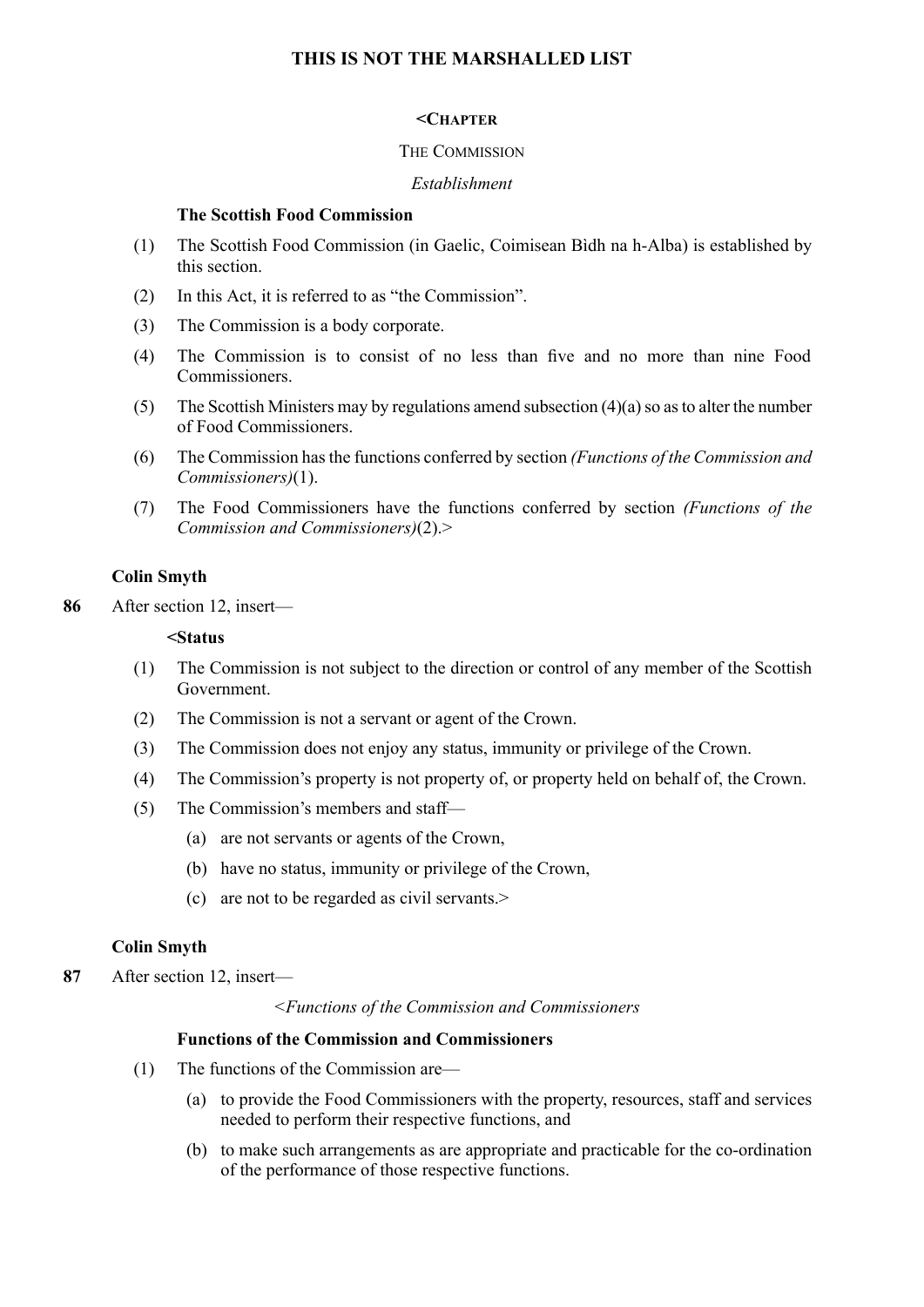THIS IS NOT THE MARSHALLED LIST

<CHAPTER

THE COMMISSION

*Establishment*

**The Scottish Food Commission**

(1) The Scottish Food Commission (in Gaelic, Coimisean Bìdh na h-Alba) is established by this section.

(2) In this Act, it is referred to as "the Commission".

(3) The Commission is a body corporate.

(4) The Commission is to consist of no less than five and no more than nine Food Commissioners.

(5) The Scottish Ministers may by regulations amend subsection (4)(a) so as to alter the number of Food Commissioners.

(6) The Commission has the functions conferred by section *(Functions of the Commission and Commissioners)*(1).

(7) The Food Commissioners have the functions conferred by section *(Functions of the Commission and Commissioners)*(2).>

**Colin Smyth**

**86** After section 12, insert—

**<Status**

(1) The Commission is not subject to the direction or control of any member of the Scottish Government.

(2) The Commission is not a servant or agent of the Crown.

(3) The Commission does not enjoy any status, immunity or privilege of the Crown.

(4) The Commission's property is not property of, or property held on behalf of, the Crown.

(5) The Commission's members and staff—

(a) are not servants or agents of the Crown,

(b) have no status, immunity or privilege of the Crown,

(c) are not to be regarded as civil servants.>

**Colin Smyth**

**87** After section 12, insert—

<*Functions of the Commission and Commissioners*

**Functions of the Commission and Commissioners**

(1) The functions of the Commission are—

(a) to provide the Food Commissioners with the property, resources, staff and services needed to perform their respective functions, and

(b) to make such arrangements as are appropriate and practicable for the co-ordination of the performance of those respective functions.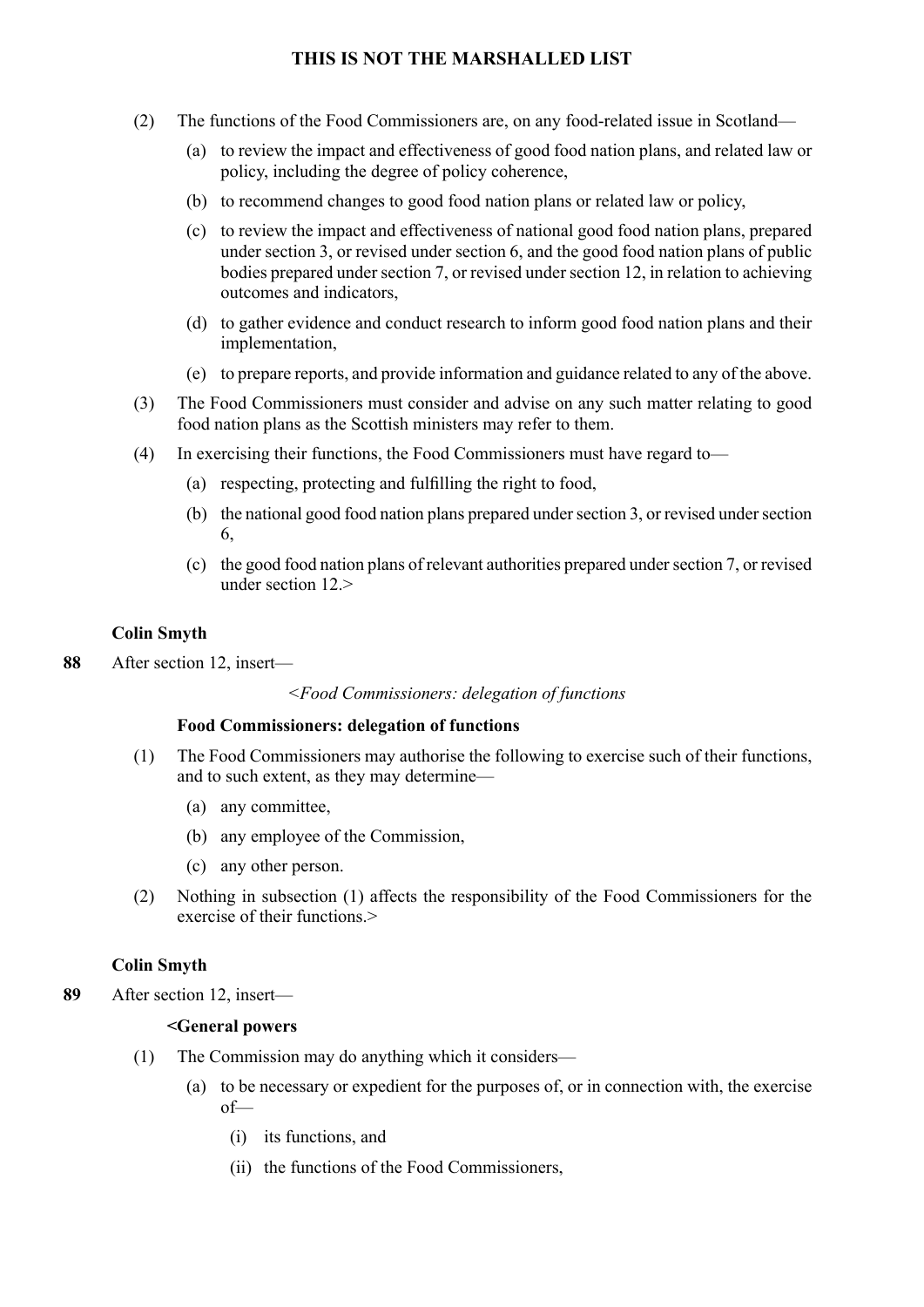(2) The functions of the Food Commissioners are, on any food-related issue in Scotland—

(a) to review the impact and effectiveness of good food nation plans, and related law or policy, including the degree of policy coherence,

(b) to recommend changes to good food nation plans or related law or policy,

(c) to review the impact and effectiveness of national good food nation plans, prepared under section 3, or revised under section 6, and the good food nation plans of public bodies prepared under section 7, or revised under section 12, in relation to achieving outcomes and indicators,

(d) to gather evidence and conduct research to inform good food nation plans and their implementation,

(e) to prepare reports, and provide information and guidance related to any of the above.

(3) The Food Commissioners must consider and advise on any such matter relating to good food nation plans as the Scottish ministers may refer to them.

(4) In exercising their functions, the Food Commissioners must have regard to—

(a) respecting, protecting and fulfilling the right to food,

(b) the national good food nation plans prepared under section 3, or revised under section 6,

(c) the good food nation plans of relevant authorities prepared under section 7, or revised under section 12.>

**Colin Smyth**

**88** After section 12, insert—

<*Food Commissioners: delegation of functions*

**Food Commissioners: delegation of functions**

(1) The Food Commissioners may authorise the following to exercise such of their functions, and to such extent, as they may determine—

(a) any committee,

(b) any employee of the Commission,

(c) any other person.

(2) Nothing in subsection (1) affects the responsibility of the Food Commissioners for the exercise of their functions.>

**Colin Smyth**

**89** After section 12, insert—

**<General powers**

(1) The Commission may do anything which it considers—

(a) to be necessary or expedient for the purposes of, or in connection with, the exercise of—

(i) its functions, and

(ii) the functions of the Food Commissioners,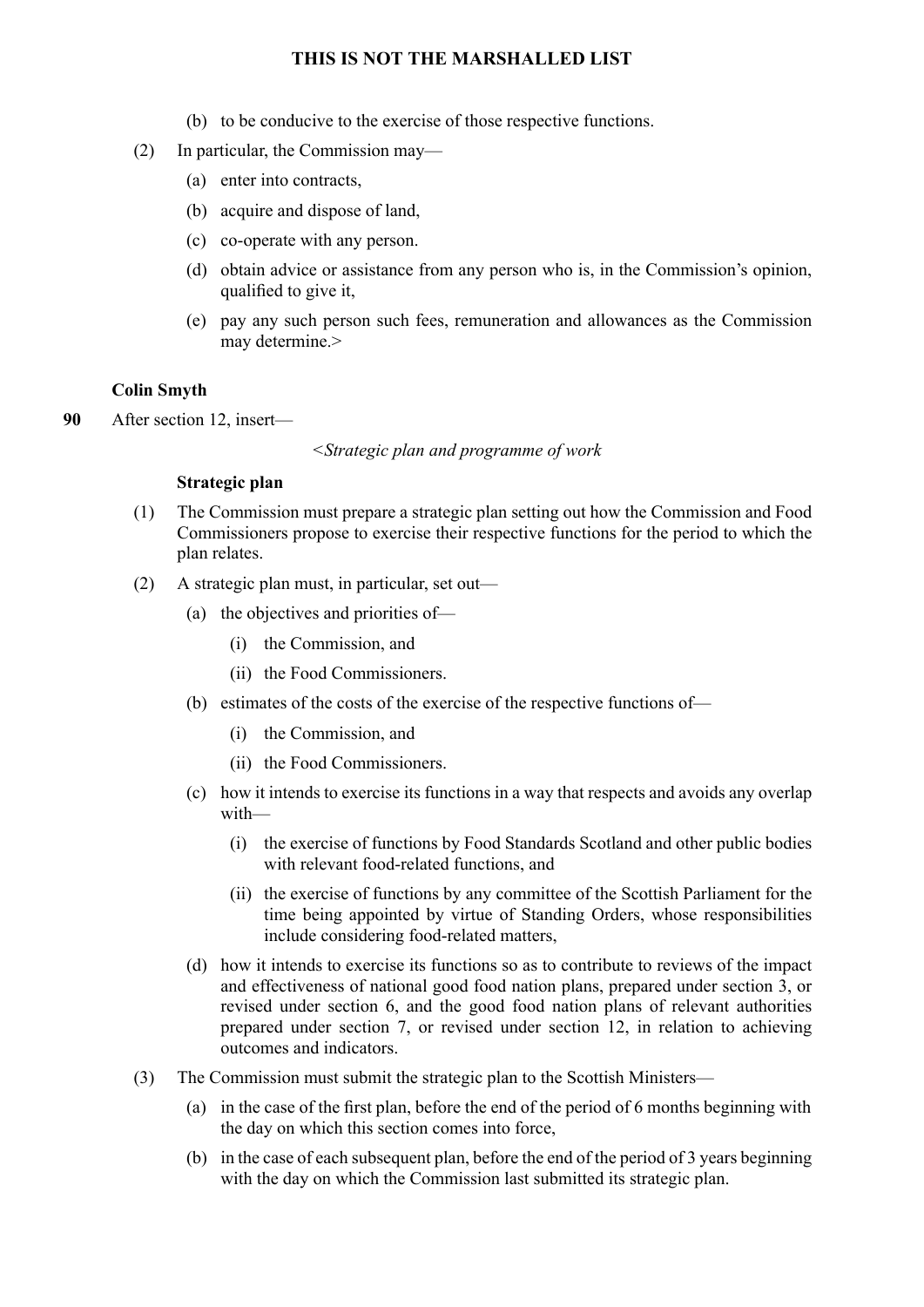(b) to be conducive to the exercise of those respective functions.

(2) In particular, the Commission may—

(a) enter into contracts,

(b) acquire and dispose of land,

(c) co-operate with any person.

(d) obtain advice or assistance from any person who is, in the Commission's opinion, qualified to give it,

(e) pay any such person such fees, remuneration and allowances as the Commission may determine.>

**Colin Smyth**

**90** After section 12, insert—

<*Strategic plan and programme of work*

**Strategic plan**

(1) The Commission must prepare a strategic plan setting out how the Commission and Food Commissioners propose to exercise their respective functions for the period to which the plan relates.

(2) A strategic plan must, in particular, set out—

(a) the objectives and priorities of—

(i) the Commission, and

(ii) the Food Commissioners.

(b) estimates of the costs of the exercise of the respective functions of—

(i) the Commission, and

(ii) the Food Commissioners.

(c) how it intends to exercise its functions in a way that respects and avoids any overlap with—

(i) the exercise of functions by Food Standards Scotland and other public bodies with relevant food-related functions, and

(ii) the exercise of functions by any committee of the Scottish Parliament for the time being appointed by virtue of Standing Orders, whose responsibilities include considering food-related matters,

(d) how it intends to exercise its functions so as to contribute to reviews of the impact and effectiveness of national good food nation plans, prepared under section 3, or revised under section 6, and the good food nation plans of relevant authorities prepared under section 7, or revised under section 12, in relation to achieving outcomes and indicators.

(3) The Commission must submit the strategic plan to the Scottish Ministers—

(a) in the case of the first plan, before the end of the period of 6 months beginning with the day on which this section comes into force,

(b) in the case of each subsequent plan, before the end of the period of 3 years beginning with the day on which the Commission last submitted its strategic plan.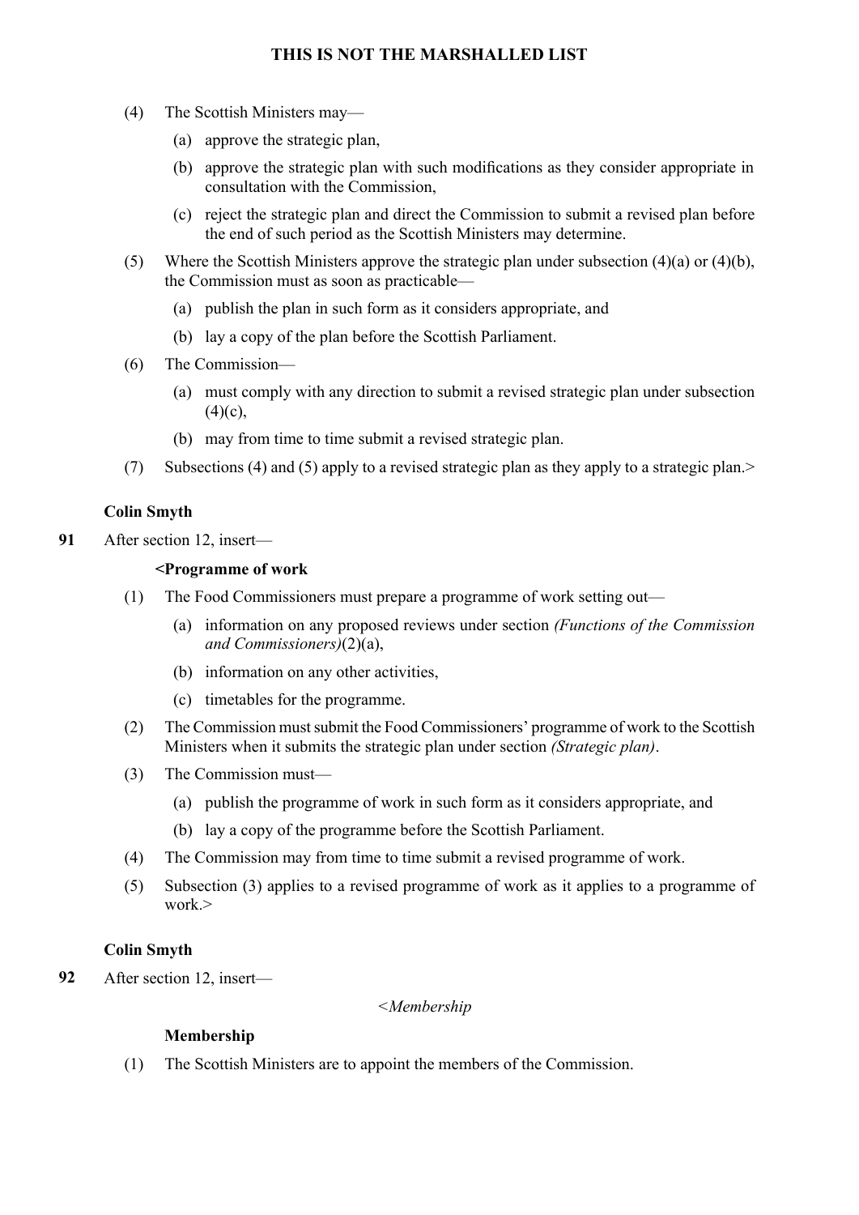(4) The Scottish Ministers may—

(a) approve the strategic plan,

(b) approve the strategic plan with such modifications as they consider appropriate in consultation with the Commission,

(c) reject the strategic plan and direct the Commission to submit a revised plan before the end of such period as the Scottish Ministers may determine.

(5) Where the Scottish Ministers approve the strategic plan under subsection (4)(a) or (4)(b), the Commission must as soon as practicable—

(a) publish the plan in such form as it considers appropriate, and

(b) lay a copy of the plan before the Scottish Parliament.

(6) The Commission—

(a) must comply with any direction to submit a revised strategic plan under subsection (4)(c),

(b) may from time to time submit a revised strategic plan.

(7) Subsections (4) and (5) apply to a revised strategic plan as they apply to a strategic plan.>

**Colin Smyth**

**91** After section 12, insert—

**<Programme of work**

(1) The Food Commissioners must prepare a programme of work setting out—

(a) information on any proposed reviews under section *(Functions of the Commission and Commissioners)*(2)(a),

(b) information on any other activities,

(c) timetables for the programme.

(2) The Commission must submit the Food Commissioners' programme of work to the Scottish Ministers when it submits the strategic plan under section *(Strategic plan)*.

(3) The Commission must—

(a) publish the programme of work in such form as it considers appropriate, and

(b) lay a copy of the programme before the Scottish Parliament.

(4) The Commission may from time to time submit a revised programme of work.

(5) Subsection (3) applies to a revised programme of work as it applies to a programme of work.>

**Colin Smyth**

**92** After section 12, insert—

*<Membership*

**Membership**

(1) The Scottish Ministers are to appoint the members of the Commission.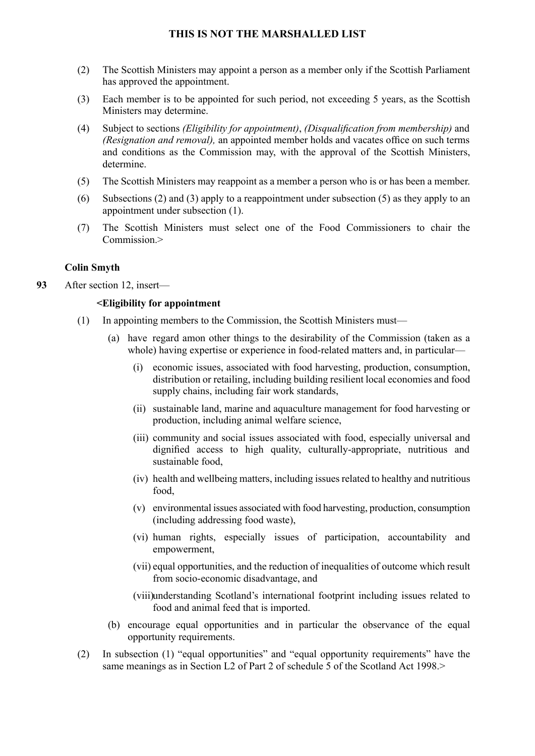(2) The Scottish Ministers may appoint a person as a member only if the Scottish Parliament has approved the appointment.

(3) Each member is to be appointed for such period, not exceeding 5 years, as the Scottish Ministers may determine.

(4) Subject to sections *(Eligibility for appointment)*, *(Disqualification from membership)* and *(Resignation and removal),* an appointed member holds and vacates office on such terms and conditions as the Commission may, with the approval of the Scottish Ministers, determine.

(5) The Scottish Ministers may reappoint as a member a person who is or has been a member.

(6) Subsections (2) and (3) apply to a reappointment under subsection (5) as they apply to an appointment under subsection (1).

(7) The Scottish Ministers must select one of the Food Commissioners to chair the Commission.>

**Colin Smyth**

**93** After section 12, insert—

**<Eligibility for appointment**

(1) In appointing members to the Commission, the Scottish Ministers must—

(a) have regard amon other things to the desirability of the Commission (taken as a whole) having expertise or experience in food-related matters and, in particular—

(i) economic issues, associated with food harvesting, production, consumption, distribution or retailing, including building resilient local economies and food supply chains, including fair work standards,

(ii) sustainable land, marine and aquaculture management for food harvesting or production, including animal welfare science,

(iii) community and social issues associated with food, especially universal and dignified access to high quality, culturally-appropriate, nutritious and sustainable food,

(iv) health and wellbeing matters, including issues related to healthy and nutritious food,

(v) environmental issues associated with food harvesting, production, consumption (including addressing food waste),

(vi) human rights, especially issues of participation, accountability and empowerment,

(vii) equal opportunities, and the reduction of inequalities of outcome which result from socio-economic disadvantage, and

(viii) understanding Scotland's international footprint including issues related to food and animal feed that is imported.

(b) encourage equal opportunities and in particular the observance of the equal opportunity requirements.

(2) In subsection (1) "equal opportunities" and "equal opportunity requirements" have the same meanings as in Section L2 of Part 2 of schedule 5 of the Scotland Act 1998.>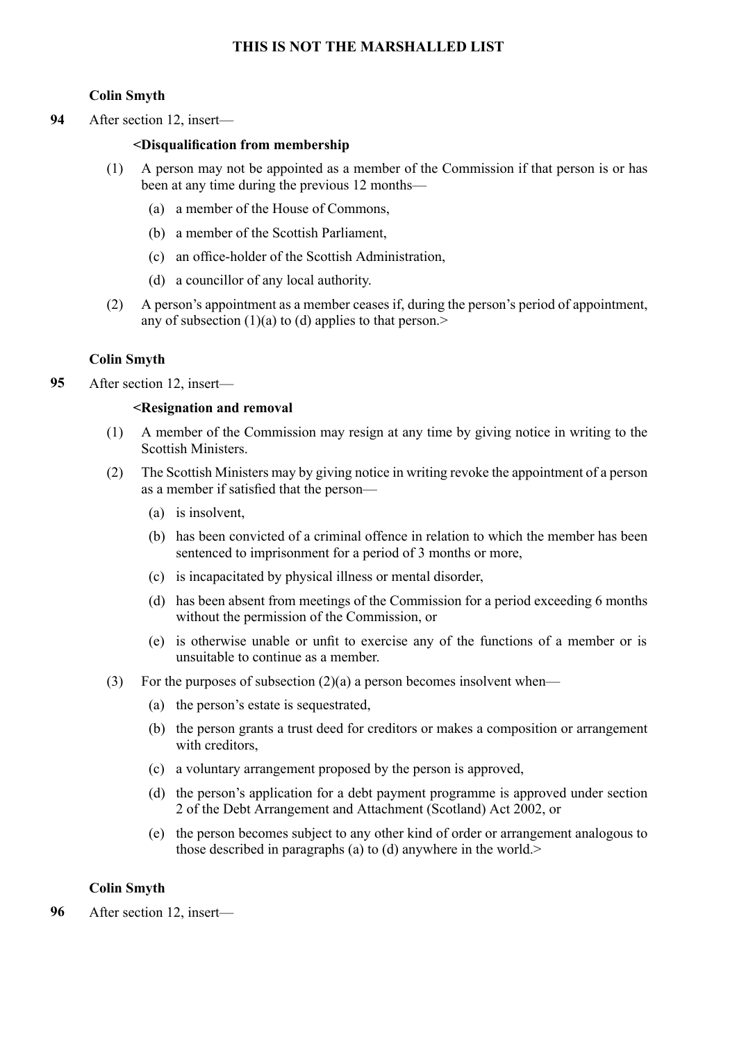**THIS IS NOT THE MARSHALLED LIST**

**Colin Smyth**

**94** After section 12, insert—

**<Disqualification from membership**

(1) A person may not be appointed as a member of the Commission if that person is or has been at any time during the previous 12 months—

(a) a member of the House of Commons,

(b) a member of the Scottish Parliament,

(c) an office-holder of the Scottish Administration,

(d) a councillor of any local authority.

(2) A person's appointment as a member ceases if, during the person's period of appointment, any of subsection (1)(a) to (d) applies to that person.>

**Colin Smyth**

**95** After section 12, insert—

**<Resignation and removal**

(1) A member of the Commission may resign at any time by giving notice in writing to the Scottish Ministers.

(2) The Scottish Ministers may by giving notice in writing revoke the appointment of a person as a member if satisfied that the person—

(a) is insolvent,

(b) has been convicted of a criminal offence in relation to which the member has been sentenced to imprisonment for a period of 3 months or more,

(c) is incapacitated by physical illness or mental disorder,

(d) has been absent from meetings of the Commission for a period exceeding 6 months without the permission of the Commission, or

(e) is otherwise unable or unfit to exercise any of the functions of a member or is unsuitable to continue as a member.

(3) For the purposes of subsection (2)(a) a person becomes insolvent when—

(a) the person's estate is sequestrated,

(b) the person grants a trust deed for creditors or makes a composition or arrangement with creditors,

(c) a voluntary arrangement proposed by the person is approved,

(d) the person's application for a debt payment programme is approved under section 2 of the Debt Arrangement and Attachment (Scotland) Act 2002, or

(e) the person becomes subject to any other kind of order or arrangement analogous to those described in paragraphs (a) to (d) anywhere in the world.>

**Colin Smyth**

**96** After section 12, insert—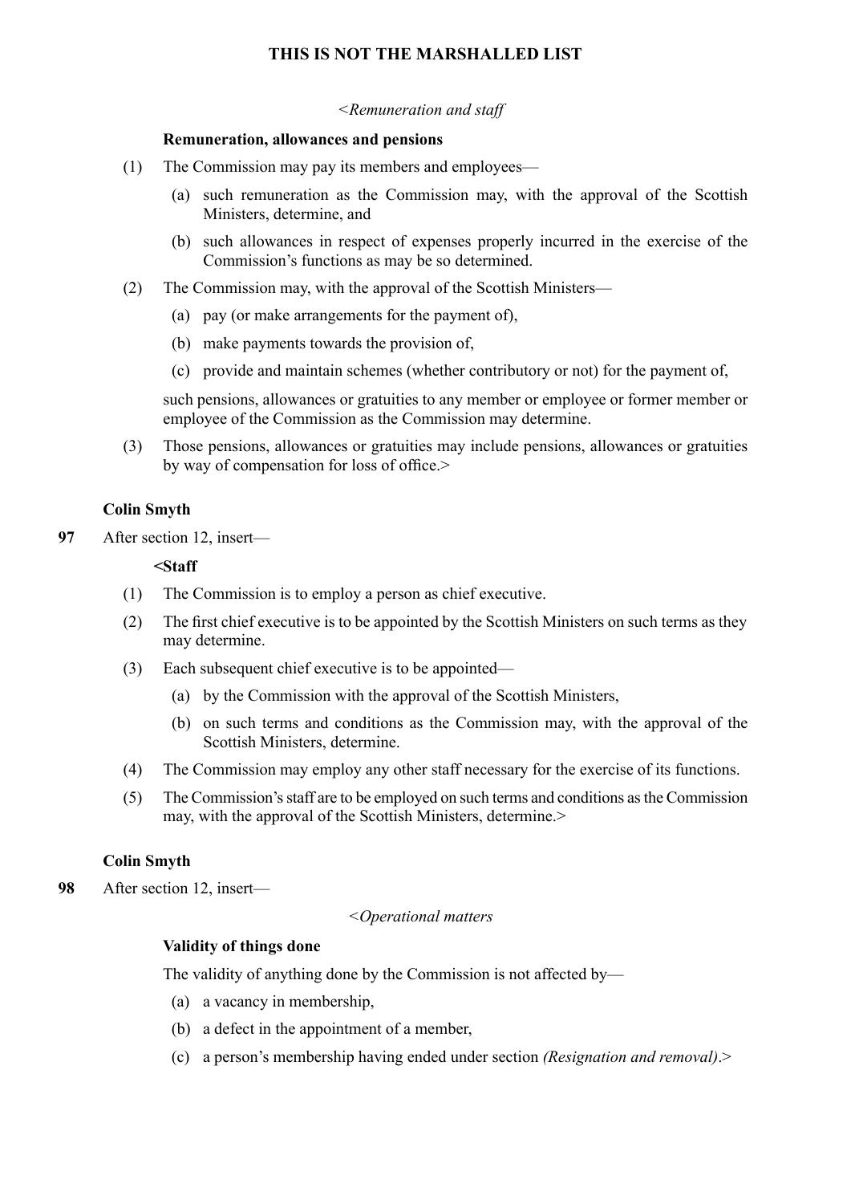**THIS IS NOT THE MARSHALLED LIST**

<*Remuneration and staff*

**Remuneration, allowances and pensions**

(1) The Commission may pay its members and employees—

(a) such remuneration as the Commission may, with the approval of the Scottish Ministers, determine, and

(b) such allowances in respect of expenses properly incurred in the exercise of the Commission's functions as may be so determined.

(2) The Commission may, with the approval of the Scottish Ministers—

(a) pay (or make arrangements for the payment of),

(b) make payments towards the provision of,

(c) provide and maintain schemes (whether contributory or not) for the payment of,

such pensions, allowances or gratuities to any member or employee or former member or employee of the Commission as the Commission may determine.

(3) Those pensions, allowances or gratuities may include pensions, allowances or gratuities by way of compensation for loss of office.>

**Colin Smyth**

**97** After section 12, insert—

<**Staff**

(1) The Commission is to employ a person as chief executive.

(2) The first chief executive is to be appointed by the Scottish Ministers on such terms as they may determine.

(3) Each subsequent chief executive is to be appointed—

(a) by the Commission with the approval of the Scottish Ministers,

(b) on such terms and conditions as the Commission may, with the approval of the Scottish Ministers, determine.

(4) The Commission may employ any other staff necessary for the exercise of its functions.

(5) The Commission's staff are to be employed on such terms and conditions as the Commission may, with the approval of the Scottish Ministers, determine.>

**Colin Smyth**

**98** After section 12, insert—

<*Operational matters*

**Validity of things done**

The validity of anything done by the Commission is not affected by—

(a) a vacancy in membership,

(b) a defect in the appointment of a member,

(c) a person's membership having ended under section *(Resignation and removal)*.>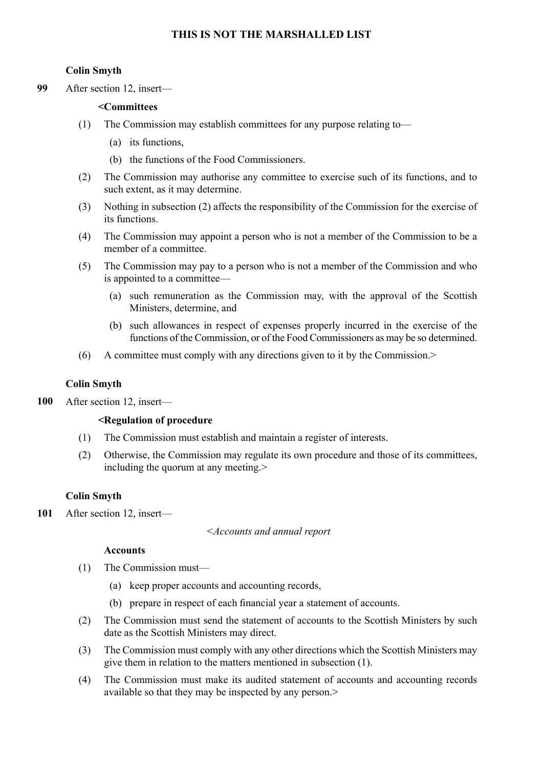**THIS IS NOT THE MARSHALLED LIST**

**Colin Smyth**

**99** After section 12, insert—

**<Committees**

(1) The Commission may establish committees for any purpose relating to—

(a) its functions,

(b) the functions of the Food Commissioners.

(2) The Commission may authorise any committee to exercise such of its functions, and to such extent, as it may determine.

(3) Nothing in subsection (2) affects the responsibility of the Commission for the exercise of its functions.

(4) The Commission may appoint a person who is not a member of the Commission to be a member of a committee.

(5) The Commission may pay to a person who is not a member of the Commission and who is appointed to a committee—

(a) such remuneration as the Commission may, with the approval of the Scottish Ministers, determine, and

(b) such allowances in respect of expenses properly incurred in the exercise of the functions of the Commission, or of the Food Commissioners as may be so determined.

(6) A committee must comply with any directions given to it by the Commission.>

**Colin Smyth**

**100** After section 12, insert—

**<Regulation of procedure**

(1) The Commission must establish and maintain a register of interests.

(2) Otherwise, the Commission may regulate its own procedure and those of its committees, including the quorum at any meeting.>

**Colin Smyth**

**101** After section 12, insert—

*<Accounts and annual report*

**Accounts**

(1) The Commission must—

(a) keep proper accounts and accounting records,

(b) prepare in respect of each financial year a statement of accounts.

(2) The Commission must send the statement of accounts to the Scottish Ministers by such date as the Scottish Ministers may direct.

(3) The Commission must comply with any other directions which the Scottish Ministers may give them in relation to the matters mentioned in subsection (1).

(4) The Commission must make its audited statement of accounts and accounting records available so that they may be inspected by any person.>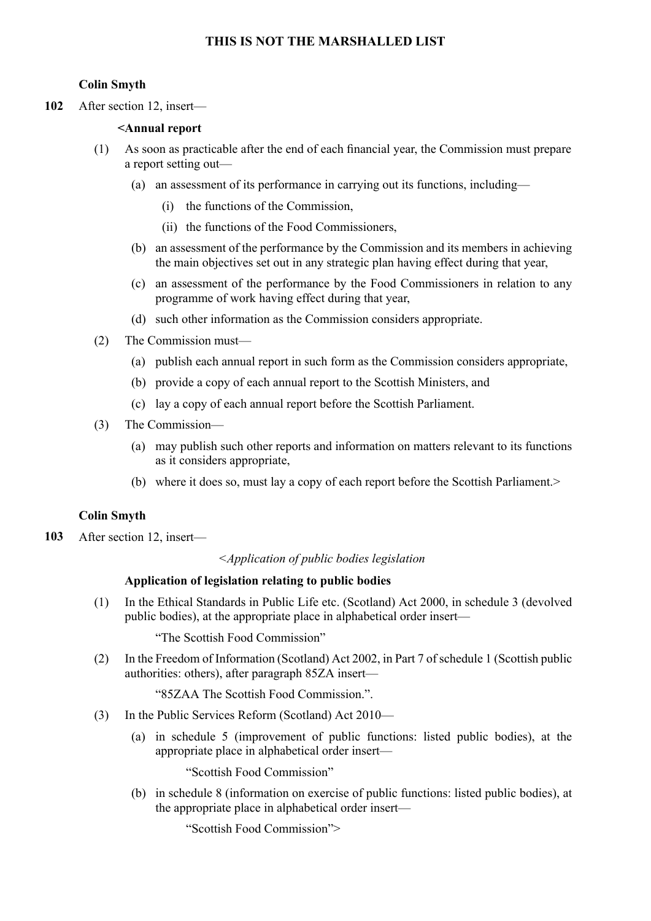**THIS IS NOT THE MARSHALLED LIST**

**Colin Smyth**

**102** After section 12, insert—

**<Annual report**

(1) As soon as practicable after the end of each financial year, the Commission must prepare a report setting out—

(a) an assessment of its performance in carrying out its functions, including—

(i) the functions of the Commission,

(ii) the functions of the Food Commissioners,

(b) an assessment of the performance by the Commission and its members in achieving the main objectives set out in any strategic plan having effect during that year,

(c) an assessment of the performance by the Food Commissioners in relation to any programme of work having effect during that year,

(d) such other information as the Commission considers appropriate.

(2) The Commission must—

(a) publish each annual report in such form as the Commission considers appropriate,

(b) provide a copy of each annual report to the Scottish Ministers, and

(c) lay a copy of each annual report before the Scottish Parliament.

(3) The Commission—

(a) may publish such other reports and information on matters relevant to its functions as it considers appropriate,

(b) where it does so, must lay a copy of each report before the Scottish Parliament.>

**Colin Smyth**

**103** After section 12, insert—

*<Application of public bodies legislation*

**Application of legislation relating to public bodies**

(1) In the Ethical Standards in Public Life etc. (Scotland) Act 2000, in schedule 3 (devolved public bodies), at the appropriate place in alphabetical order insert—

"The Scottish Food Commission"

(2) In the Freedom of Information (Scotland) Act 2002, in Part 7 of schedule 1 (Scottish public authorities: others), after paragraph 85ZA insert—

"85ZAA The Scottish Food Commission.".

(3) In the Public Services Reform (Scotland) Act 2010—

(a) in schedule 5 (improvement of public functions: listed public bodies), at the appropriate place in alphabetical order insert—

"Scottish Food Commission"

(b) in schedule 8 (information on exercise of public functions: listed public bodies), at the appropriate place in alphabetical order insert—

"Scottish Food Commission">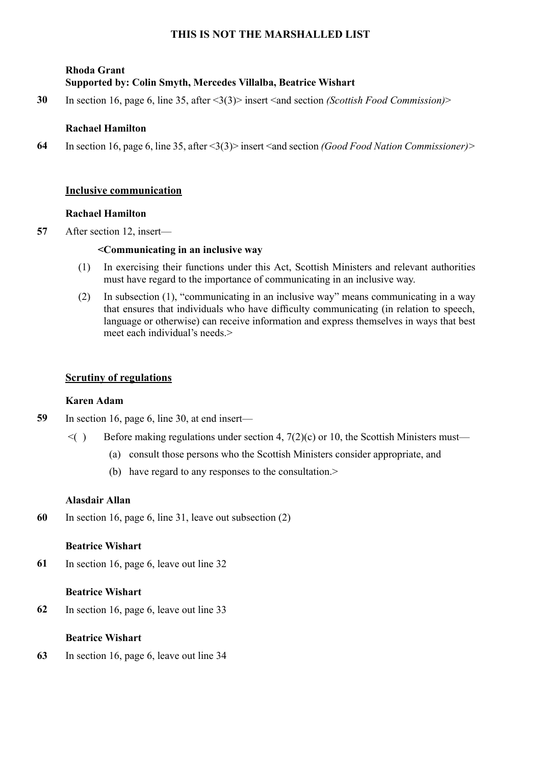**THIS IS NOT THE MARSHALLED LIST**

**Rhoda Grant**
**Supported by: Colin Smyth, Mercedes Villalba, Beatrice Wishart**

**30** In section 16, page 6, line 35, after <3(3)> insert <and section *(Scottish Food Commission)*>

**Rachael Hamilton**

**64** In section 16, page 6, line 35, after <3(3)> insert <and section *(Good Food Nation Commissioner)*>

## Inclusive communication

**Rachael Hamilton**

**57** After section 12, insert—

**<Communicating in an inclusive way**

(1) In exercising their functions under this Act, Scottish Ministers and relevant authorities must have regard to the importance of communicating in an inclusive way.

(2) In subsection (1), "communicating in an inclusive way" means communicating in a way that ensures that individuals who have difficulty communicating (in relation to speech, language or otherwise) can receive information and express themselves in ways that best meet each individual's needs.>

## Scrutiny of regulations

**Karen Adam**

**59** In section 16, page 6, line 30, at end insert—

<( ) Before making regulations under section 4, 7(2)(c) or 10, the Scottish Ministers must—

(a) consult those persons who the Scottish Ministers consider appropriate, and

(b) have regard to any responses to the consultation.>

**Alasdair Allan**

**60** In section 16, page 6, line 31, leave out subsection (2)

**Beatrice Wishart**

**61** In section 16, page 6, leave out line 32

**Beatrice Wishart**

**62** In section 16, page 6, leave out line 33

**Beatrice Wishart**

**63** In section 16, page 6, leave out line 34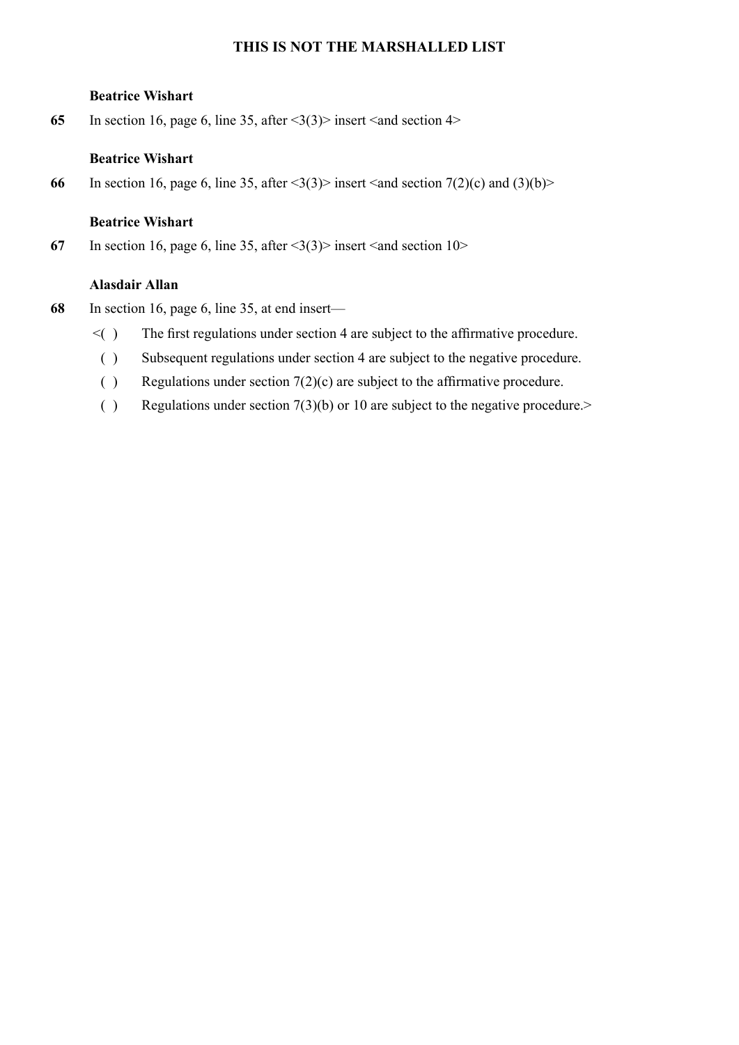**THIS IS NOT THE MARSHALLED LIST**

**Beatrice Wishart**

**65** In section 16, page 6, line 35, after <3(3)> insert <and section 4>

**Beatrice Wishart**

**66** In section 16, page 6, line 35, after <3(3)> insert <and section 7(2)(c) and (3)(b)>

**Beatrice Wishart**

**67** In section 16, page 6, line 35, after <3(3)> insert <and section 10>

**Alasdair Allan**

**68** In section 16, page 6, line 35, at end insert—

<( ) The first regulations under section 4 are subject to the affirmative procedure.

( ) Subsequent regulations under section 4 are subject to the negative procedure.

( ) Regulations under section 7(2)(c) are subject to the affirmative procedure.

( ) Regulations under section 7(3)(b) or 10 are subject to the negative procedure.>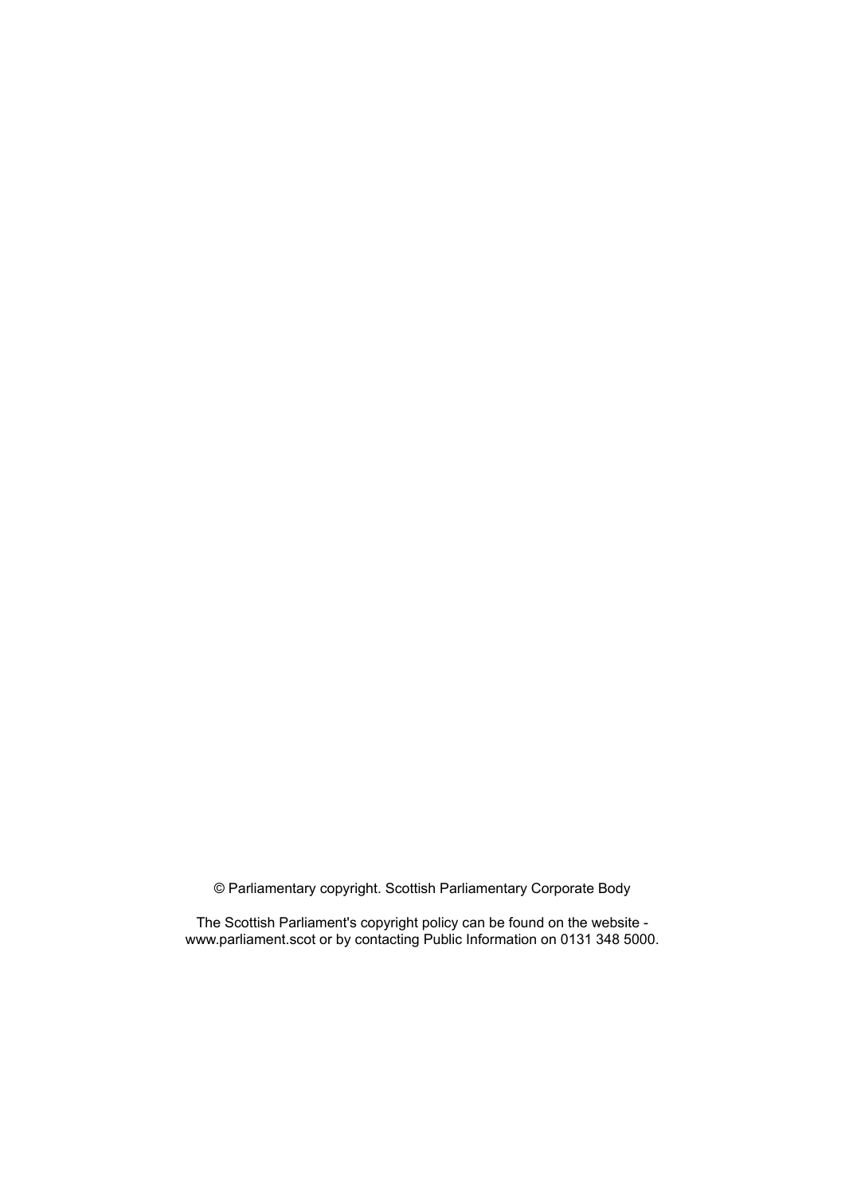© Parliamentary copyright. Scottish Parliamentary Corporate Body

The Scottish Parliament's copyright policy can be found on the website - www.parliament.scot or by contacting Public Information on 0131 348 5000.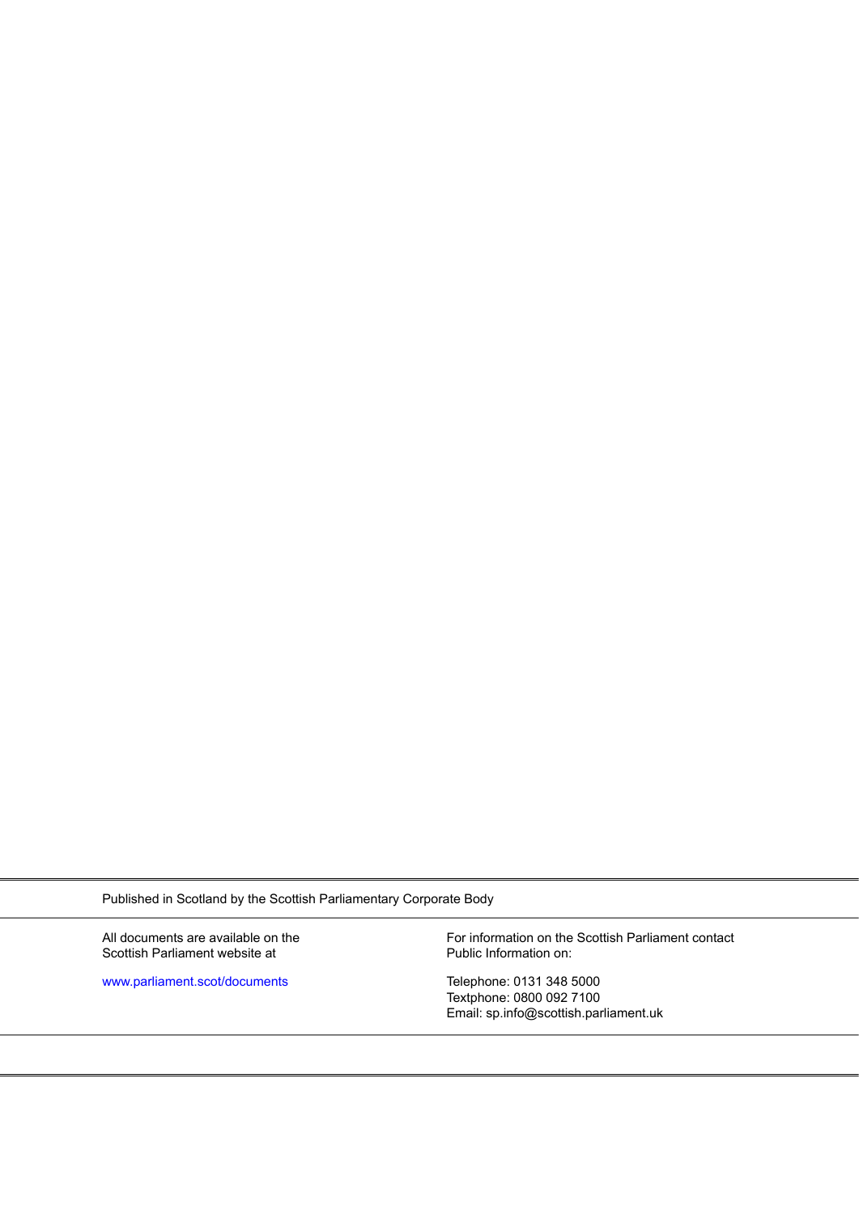Published in Scotland by the Scottish Parliamentary Corporate Body

All documents are available on the Scottish Parliament website at

www.parliament.scot/documents

For information on the Scottish Parliament contact Public Information on:

Telephone: 0131 348 5000
Textphone: 0800 092 7100
Email: sp.info@scottish.parliament.uk